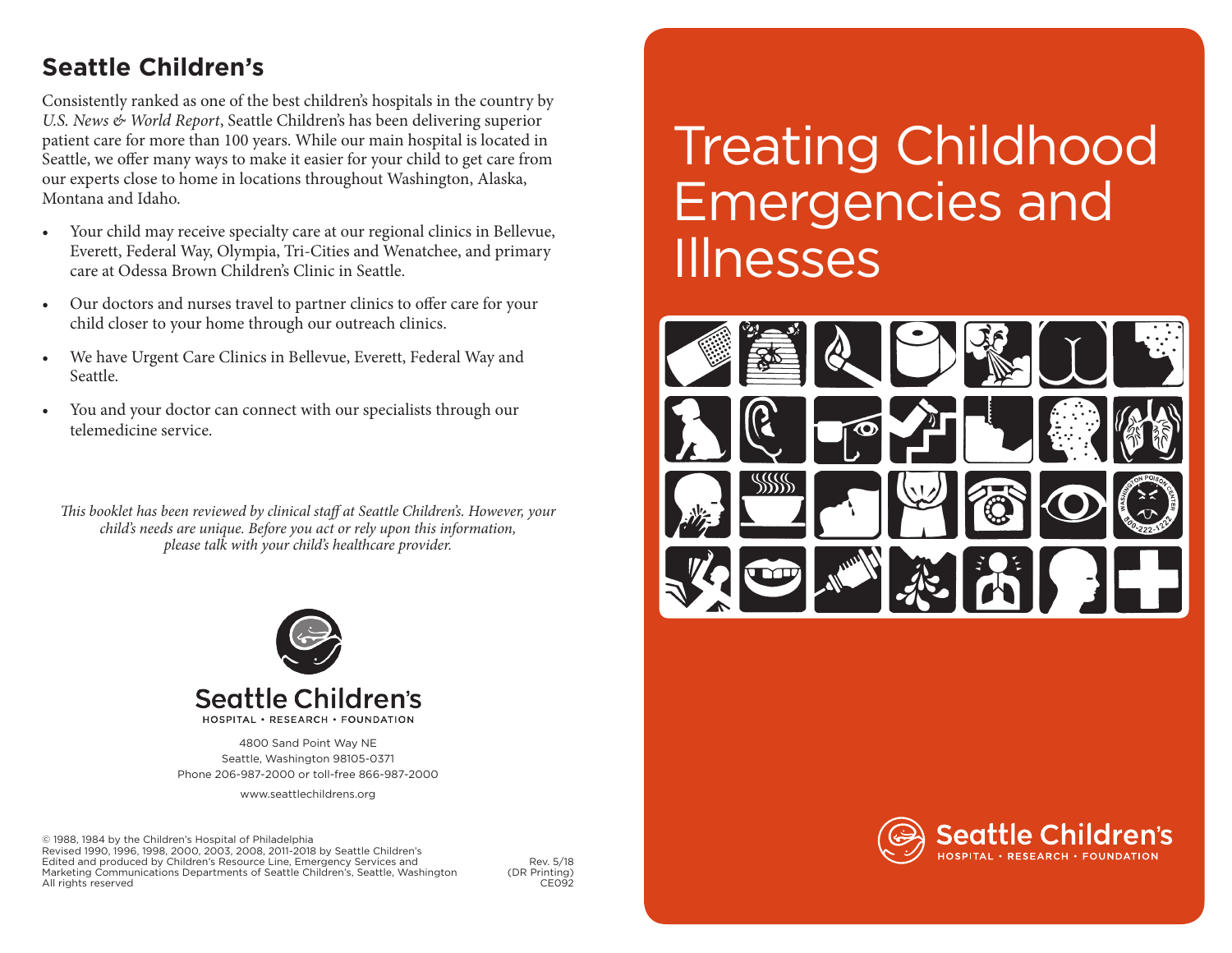## Seattle Children's

Consistently ranked as one of the best children's hospitals in the country by *U.S. News & World Report*, Seattle Children's has been delivering superior patient care for more than 100 years. While our main hospital is located in Seattle, we offer many ways to make it easier for your child to get care from our experts close to home in locations throughout Washington, Alaska, Montana and Idaho.

- Your child may receive specialty care at our regional clinics in Bellevue, Everett, Federal Way, Olympia, Tri-Cities and Wenatchee, and primary care at Odessa Brown Children's Clinic in Seattle.
- Our doctors and nurses travel to partner clinics to offer care for your child closer to your home through our outreach clinics.
- We have Urgent Care Clinics in Bellevue, Everett, Federal Way and Seattle.
- You and your doctor can connect with our specialists through our telemedicine service.

*This booklet has been reviewed by clinical staff at Seattle Children's. However, your child's needs are unique. Before you act or rely upon this information, please talk with your child's healthcare provider.*

Seattle Children's
HOSPITAL • RESEARCH • FOUNDATION

4800 Sand Point Way NE
Seattle, Washington 98105-0371
Phone 206-987-2000 or toll-free 866-987-2000

www.seattlechildrens.org

© 1988, 1984 by the Children's Hospital of Philadelphia
Revised 1990, 1996, 1998, 2000, 2003, 2008, 2011-2018 by Seattle Children's
Edited and produced by Children's Resource Line, Emergency Services and Marketing Communications Departments of Seattle Children's, Seattle, Washington
All rights reserved

Rev. 5/18
(DR Printing)
CE092

# Treating Childhood Emergencies and Illnesses

Seattle Children's
HOSPITAL • RESEARCH • FOUNDATION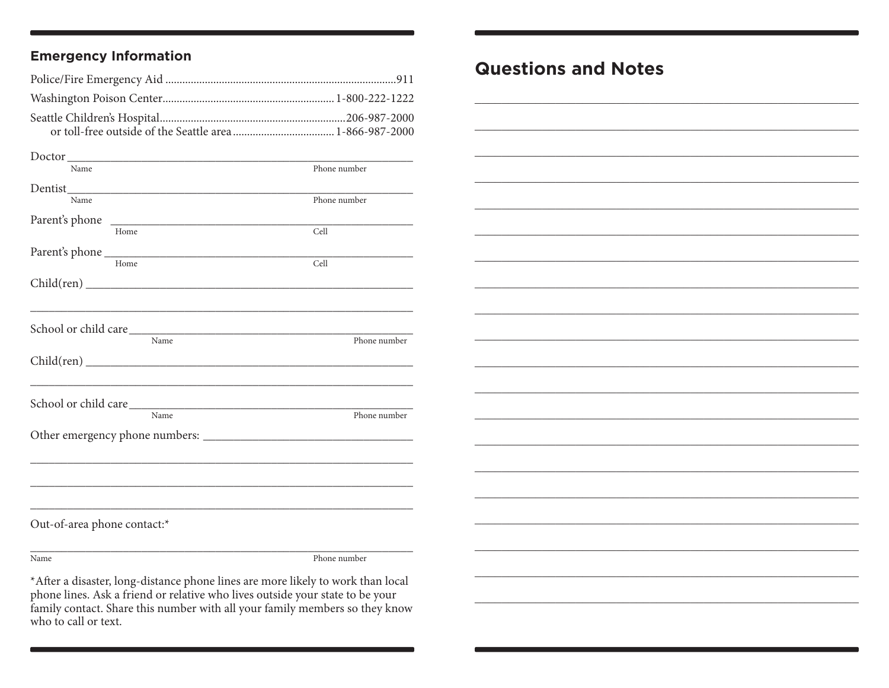## Emergency Information

Police/Fire Emergency Aid ........................................................................911

Washington Poison Center........................................................ 1-800-222-1222

Seattle Children's Hospital.........................................................206-987-2000
or toll-free outside of the Seattle area ................................... 1-866-987-2000

Doctor ______________________________________________________
Name Phone number

Dentist______________________________________________________
Name Phone number

Parent's phone ________________________________________________
Home Cell

Parent's phone ________________________________________________
Home Cell

Child(ren) ____________________________________________________

______________________________________________________________

School or child care____________________________________________
Name Phone number

Child(ren) ____________________________________________________

______________________________________________________________

School or child care____________________________________________
Name Phone number

Other emergency phone numbers: ______________________________

______________________________________________________________

______________________________________________________________

______________________________________________________________

Out-of-area phone contact:*

______________________________________________________________
Name Phone number

*After a disaster, long-distance phone lines are more likely to work than local phone lines. Ask a friend or relative who lives outside your state to be your family contact. Share this number with all your family members so they know who to call or text.

## Questions and Notes

______________________________________________________________

______________________________________________________________

______________________________________________________________

______________________________________________________________

______________________________________________________________

______________________________________________________________

______________________________________________________________

______________________________________________________________

______________________________________________________________

______________________________________________________________

______________________________________________________________

______________________________________________________________

______________________________________________________________

______________________________________________________________

______________________________________________________________

______________________________________________________________

______________________________________________________________

______________________________________________________________

______________________________________________________________

______________________________________________________________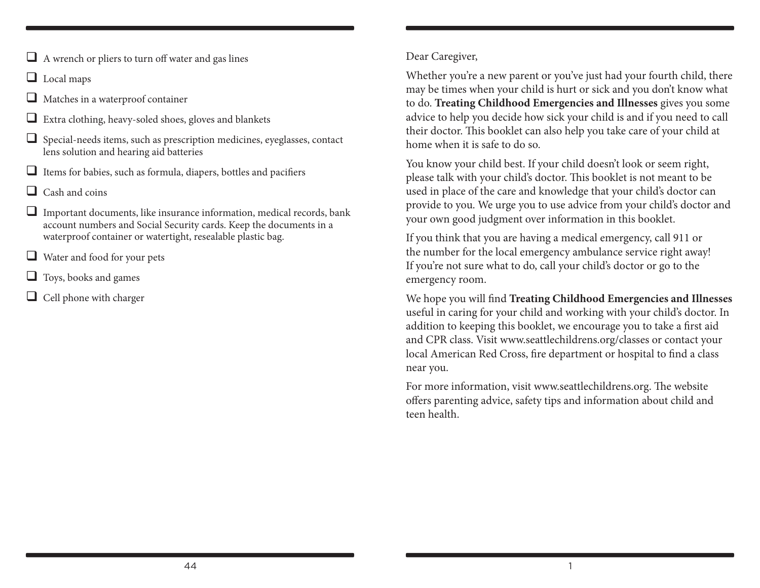- [ ] A wrench or pliers to turn off water and gas lines
- [ ] Local maps
- [ ] Matches in a waterproof container
- [ ] Extra clothing, heavy-soled shoes, gloves and blankets
- [ ] Special-needs items, such as prescription medicines, eyeglasses, contact lens solution and hearing aid batteries
- [ ] Items for babies, such as formula, diapers, bottles and pacifiers
- [ ] Cash and coins
- [ ] Important documents, like insurance information, medical records, bank account numbers and Social Security cards. Keep the documents in a waterproof container or watertight, resealable plastic bag.
- [ ] Water and food for your pets
- [ ] Toys, books and games
- [ ] Cell phone with charger

Dear Caregiver,

Whether you're a new parent or you've just had your fourth child, there may be times when your child is hurt or sick and you don't know what to do. **Treating Childhood Emergencies and Illnesses** gives you some advice to help you decide how sick your child is and if you need to call their doctor. This booklet can also help you take care of your child at home when it is safe to do so.

You know your child best. If your child doesn't look or seem right, please talk with your child's doctor. This booklet is not meant to be used in place of the care and knowledge that your child's doctor can provide to you. We urge you to use advice from your child's doctor and your own good judgment over information in this booklet.

If you think that you are having a medical emergency, call 911 or the number for the local emergency ambulance service right away! If you're not sure what to do, call your child's doctor or go to the emergency room.

We hope you will find **Treating Childhood Emergencies and Illnesses** useful in caring for your child and working with your child's doctor. In addition to keeping this booklet, we encourage you to take a first aid and CPR class. Visit www.seattlechildrens.org/classes or contact your local American Red Cross, fire department or hospital to find a class near you.

For more information, visit www.seattlechildrens.org. The website offers parenting advice, safety tips and information about child and teen health.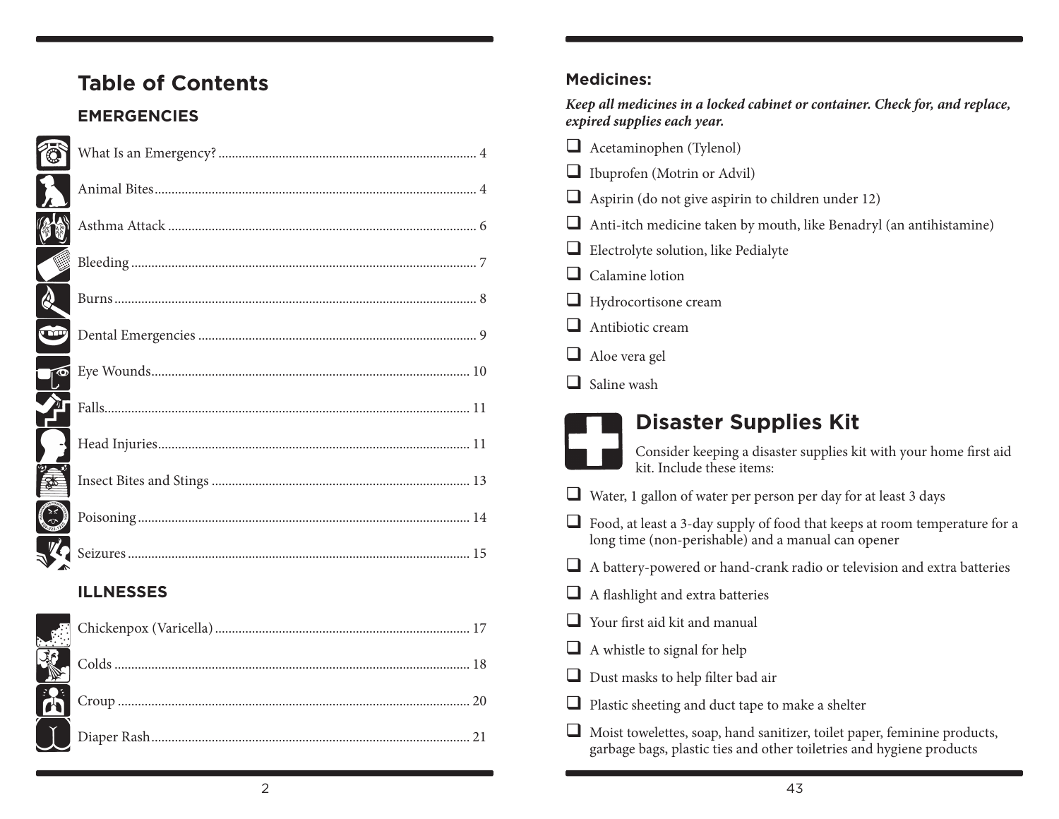# Table of Contents

## EMERGENCIES

- What Is an Emergency? ..... 4
- Animal Bites ..... 4
- Asthma Attack ..... 6
- Bleeding ..... 7
- Burns ..... 8
- Dental Emergencies ..... 9
- Eye Wounds ..... 10
- Falls ..... 11
- Head Injuries ..... 11
- Insect Bites and Stings ..... 13
- Poisoning ..... 14
- Seizures ..... 15

## ILLNESSES

- Chickenpox (Varicella) ..... 17
- Colds ..... 18
- Croup ..... 20
- Diaper Rash ..... 21

### Medicines:

***Keep all medicines in a locked cabinet or container. Check for, and replace, expired supplies each year.***

- ❑ Acetaminophen (Tylenol)
- ❑ Ibuprofen (Motrin or Advil)
- ❑ Aspirin (do not give aspirin to children under 12)
- ❑ Anti-itch medicine taken by mouth, like Benadryl (an antihistamine)
- ❑ Electrolyte solution, like Pedialyte
- ❑ Calamine lotion
- ❑ Hydrocortisone cream
- ❑ Antibiotic cream
- ❑ Aloe vera gel
- ❑ Saline wash

## Disaster Supplies Kit

Consider keeping a disaster supplies kit with your home first aid kit. Include these items:

- ❑ Water, 1 gallon of water per person per day for at least 3 days
- ❑ Food, at least a 3-day supply of food that keeps at room temperature for a long time (non-perishable) and a manual can opener
- ❑ A battery-powered or hand-crank radio or television and extra batteries
- ❑ A flashlight and extra batteries
- ❑ Your first aid kit and manual
- ❑ A whistle to signal for help
- ❑ Dust masks to help filter bad air
- ❑ Plastic sheeting and duct tape to make a shelter
- ❑ Moist towelettes, soap, hand sanitizer, toilet paper, feminine products, garbage bags, plastic ties and other toiletries and hygiene products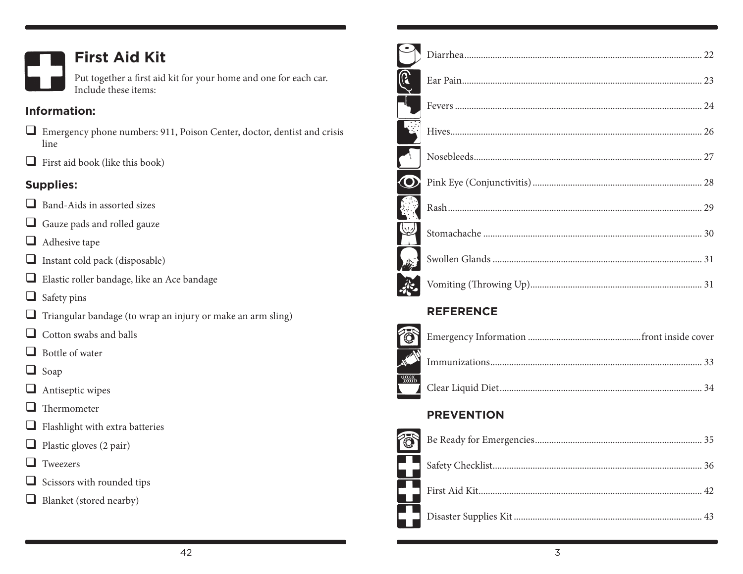# First Aid Kit

Put together a first aid kit for your home and one for each car. Include these items:

### Information:

- ❑ Emergency phone numbers: 911, Poison Center, doctor, dentist and crisis line
- ❑ First aid book (like this book)

### Supplies:

- ❑ Band-Aids in assorted sizes
- ❑ Gauze pads and rolled gauze
- ❑ Adhesive tape
- ❑ Instant cold pack (disposable)
- ❑ Elastic roller bandage, like an Ace bandage
- ❑ Safety pins
- ❑ Triangular bandage (to wrap an injury or make an arm sling)
- ❑ Cotton swabs and balls
- ❑ Bottle of water
- ❑ Soap
- ❑ Antiseptic wipes
- ❑ Thermometer
- ❑ Flashlight with extra batteries
- ❑ Plastic gloves (2 pair)
- ❑ Tweezers
- ❑ Scissors with rounded tips
- ❑ Blanket (stored nearby)

Diarrhea .......... 22
Ear Pain .......... 23
Fevers .......... 24
Hives .......... 26
Nosebleeds .......... 27
Pink Eye (Conjunctivitis) .......... 28
Rash .......... 29
Stomachache .......... 30
Swollen Glands .......... 31
Vomiting (Throwing Up) .......... 31

## REFERENCE

Emergency Information .......... front inside cover
Immunizations .......... 33
Clear Liquid Diet .......... 34

## PREVENTION

Be Ready for Emergencies .......... 35
Safety Checklist .......... 36
First Aid Kit .......... 42
Disaster Supplies Kit .......... 43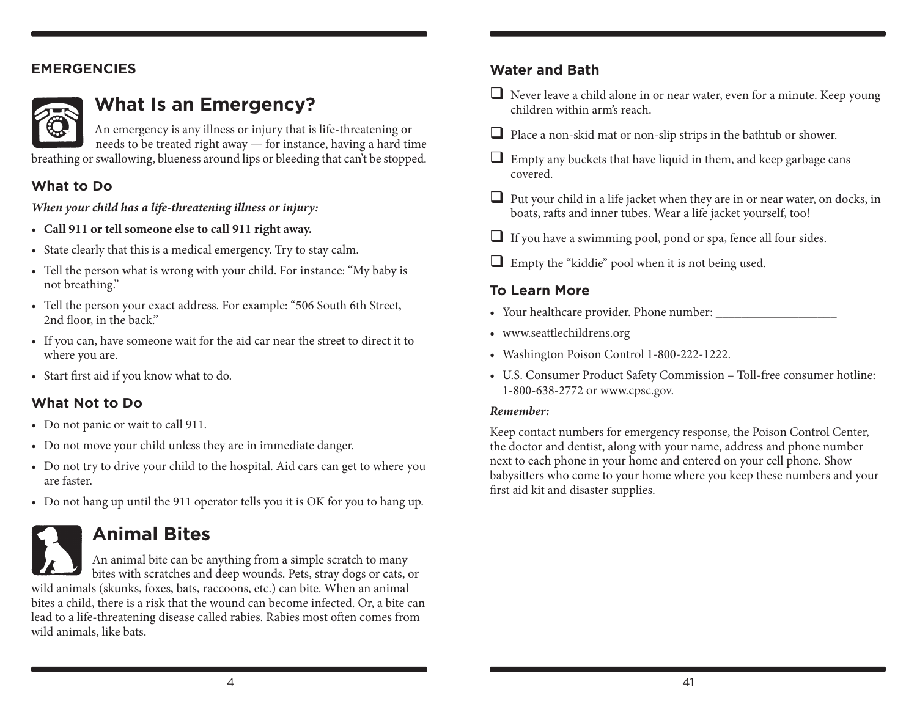## EMERGENCIES

# What Is an Emergency?

An emergency is any illness or injury that is life-threatening or needs to be treated right away — for instance, having a hard time breathing or swallowing, blueness around lips or bleeding that can't be stopped.

### What to Do

***When your child has a life-threatening illness or injury:***

- **Call 911 or tell someone else to call 911 right away.**
- State clearly that this is a medical emergency. Try to stay calm.
- Tell the person what is wrong with your child. For instance: "My baby is not breathing."
- Tell the person your exact address. For example: "506 South 6th Street, 2nd floor, in the back."
- If you can, have someone wait for the aid car near the street to direct it to where you are.
- Start first aid if you know what to do.

### What Not to Do

- Do not panic or wait to call 911.
- Do not move your child unless they are in immediate danger.
- Do not try to drive your child to the hospital. Aid cars can get to where you are faster.
- Do not hang up until the 911 operator tells you it is OK for you to hang up.

# Animal Bites

An animal bite can be anything from a simple scratch to many bites with scratches and deep wounds. Pets, stray dogs or cats, or wild animals (skunks, foxes, bats, raccoons, etc.) can bite. When an animal bites a child, there is a risk that the wound can become infected. Or, a bite can lead to a life-threatening disease called rabies. Rabies most often comes from wild animals, like bats.

### Water and Bath

- ☐ Never leave a child alone in or near water, even for a minute. Keep young children within arm's reach.
- ☐ Place a non-skid mat or non-slip strips in the bathtub or shower.
- ☐ Empty any buckets that have liquid in them, and keep garbage cans covered.
- ☐ Put your child in a life jacket when they are in or near water, on docks, in boats, rafts and inner tubes. Wear a life jacket yourself, too!
- ☐ If you have a swimming pool, pond or spa, fence all four sides.
- ☐ Empty the "kiddie" pool when it is not being used.

### To Learn More

- Your healthcare provider. Phone number: ____________________
- www.seattlechildrens.org
- Washington Poison Control 1-800-222-1222.
- U.S. Consumer Product Safety Commission – Toll-free consumer hotline: 1-800-638-2772 or www.cpsc.gov.

***Remember:***

Keep contact numbers for emergency response, the Poison Control Center, the doctor and dentist, along with your name, address and phone number next to each phone in your home and entered on your cell phone. Show babysitters who come to your home where you keep these numbers and your first aid kit and disaster supplies.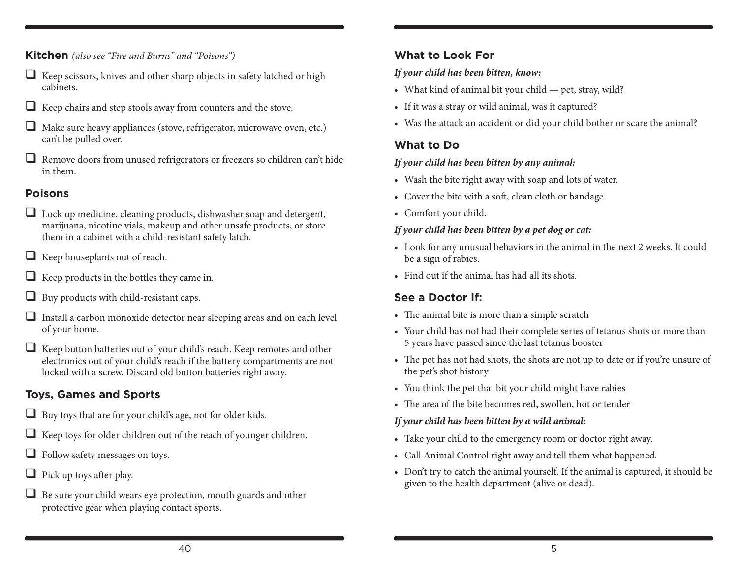## Kitchen *(also see "Fire and Burns" and "Poisons")*

- [ ] Keep scissors, knives and other sharp objects in safety latched or high cabinets.
- [ ] Keep chairs and step stools away from counters and the stove.
- [ ] Make sure heavy appliances (stove, refrigerator, microwave oven, etc.) can't be pulled over.
- [ ] Remove doors from unused refrigerators or freezers so children can't hide in them.

## Poisons

- [ ] Lock up medicine, cleaning products, dishwasher soap and detergent, marijuana, nicotine vials, makeup and other unsafe products, or store them in a cabinet with a child-resistant safety latch.
- [ ] Keep houseplants out of reach.
- [ ] Keep products in the bottles they came in.
- [ ] Buy products with child-resistant caps.
- [ ] Install a carbon monoxide detector near sleeping areas and on each level of your home.
- [ ] Keep button batteries out of your child's reach. Keep remotes and other electronics out of your child's reach if the battery compartments are not locked with a screw. Discard old button batteries right away.

## Toys, Games and Sports

- [ ] Buy toys that are for your child's age, not for older kids.
- [ ] Keep toys for older children out of the reach of younger children.
- [ ] Follow safety messages on toys.
- [ ] Pick up toys after play.
- [ ] Be sure your child wears eye protection, mouth guards and other protective gear when playing contact sports.

## What to Look For

***If your child has been bitten, know:***

- What kind of animal bit your child — pet, stray, wild?
- If it was a stray or wild animal, was it captured?
- Was the attack an accident or did your child bother or scare the animal?

## What to Do

***If your child has been bitten by any animal:***

- Wash the bite right away with soap and lots of water.
- Cover the bite with a soft, clean cloth or bandage.
- Comfort your child.

***If your child has been bitten by a pet dog or cat:***

- Look for any unusual behaviors in the animal in the next 2 weeks. It could be a sign of rabies.
- Find out if the animal has had all its shots.

## See a Doctor If:

- The animal bite is more than a simple scratch
- Your child has not had their complete series of tetanus shots or more than 5 years have passed since the last tetanus booster
- The pet has not had shots, the shots are not up to date or if you're unsure of the pet's shot history
- You think the pet that bit your child might have rabies
- The area of the bite becomes red, swollen, hot or tender

***If your child has been bitten by a wild animal:***

- Take your child to the emergency room or doctor right away.
- Call Animal Control right away and tell them what happened.
- Don't try to catch the animal yourself. If the animal is captured, it should be given to the health department (alive or dead).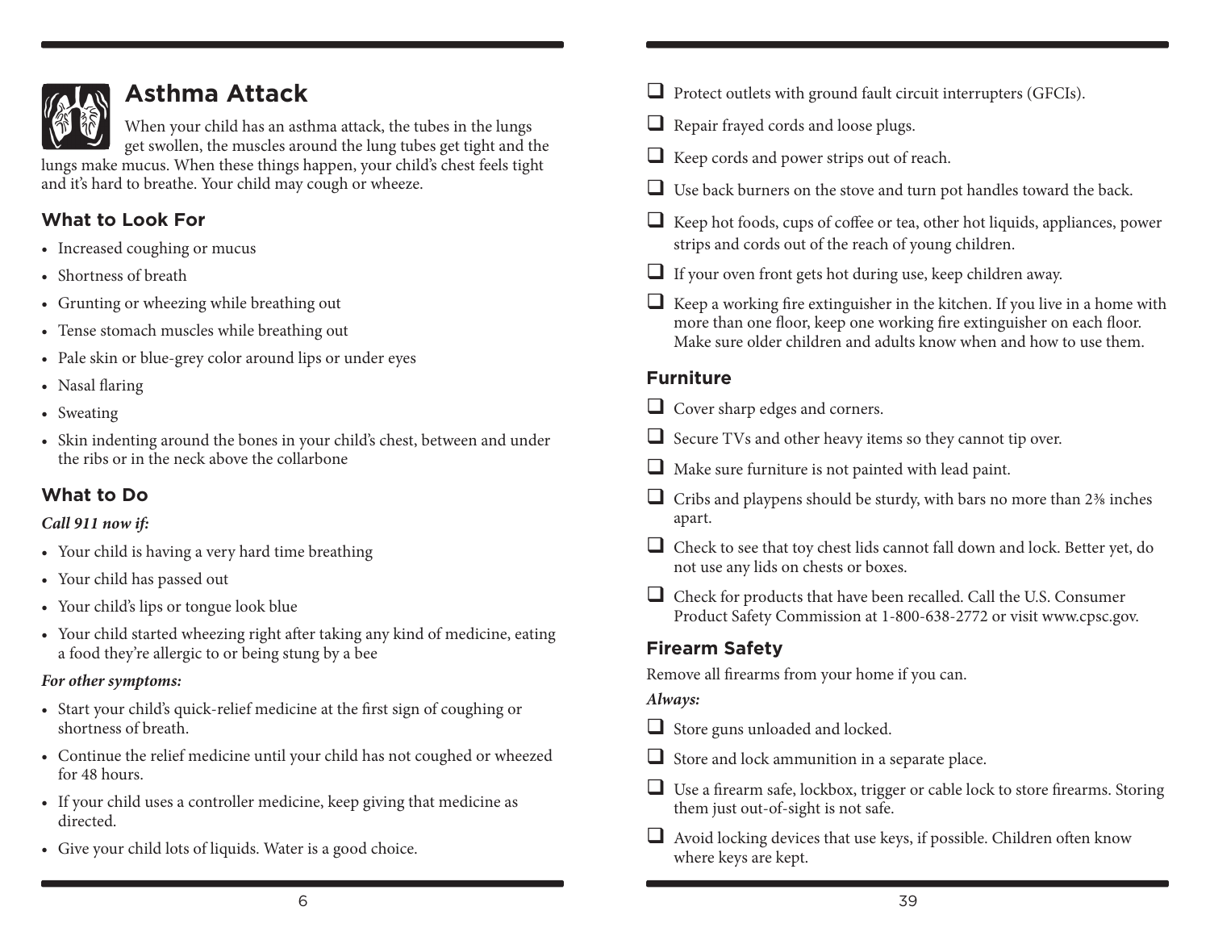## Asthma Attack

When your child has an asthma attack, the tubes in the lungs get swollen, the muscles around the lung tubes get tight and the lungs make mucus. When these things happen, your child's chest feels tight and it's hard to breathe. Your child may cough or wheeze.

### What to Look For

- Increased coughing or mucus
- Shortness of breath
- Grunting or wheezing while breathing out
- Tense stomach muscles while breathing out
- Pale skin or blue-grey color around lips or under eyes
- Nasal flaring
- Sweating
- Skin indenting around the bones in your child's chest, between and under the ribs or in the neck above the collarbone

### What to Do

***Call 911 now if:***

- Your child is having a very hard time breathing
- Your child has passed out
- Your child's lips or tongue look blue
- Your child started wheezing right after taking any kind of medicine, eating a food they're allergic to or being stung by a bee

***For other symptoms:***

- Start your child's quick-relief medicine at the first sign of coughing or shortness of breath.
- Continue the relief medicine until your child has not coughed or wheezed for 48 hours.
- If your child uses a controller medicine, keep giving that medicine as directed.
- Give your child lots of liquids. Water is a good choice.

- ☐ Protect outlets with ground fault circuit interrupters (GFCIs).
- ☐ Repair frayed cords and loose plugs.
- ☐ Keep cords and power strips out of reach.
- ☐ Use back burners on the stove and turn pot handles toward the back.
- ☐ Keep hot foods, cups of coffee or tea, other hot liquids, appliances, power strips and cords out of the reach of young children.
- ☐ If your oven front gets hot during use, keep children away.
- ☐ Keep a working fire extinguisher in the kitchen. If you live in a home with more than one floor, keep one working fire extinguisher on each floor. Make sure older children and adults know when and how to use them.

### Furniture

- ☐ Cover sharp edges and corners.
- ☐ Secure TVs and other heavy items so they cannot tip over.
- ☐ Make sure furniture is not painted with lead paint.
- ☐ Cribs and playpens should be sturdy, with bars no more than 2⅜ inches apart.
- ☐ Check to see that toy chest lids cannot fall down and lock. Better yet, do not use any lids on chests or boxes.
- ☐ Check for products that have been recalled. Call the U.S. Consumer Product Safety Commission at 1-800-638-2772 or visit www.cpsc.gov.

### Firearm Safety

Remove all firearms from your home if you can.

***Always:***

- ☐ Store guns unloaded and locked.
- ☐ Store and lock ammunition in a separate place.
- ☐ Use a firearm safe, lockbox, trigger or cable lock to store firearms. Storing them just out-of-sight is not safe.
- ☐ Avoid locking devices that use keys, if possible. Children often know where keys are kept.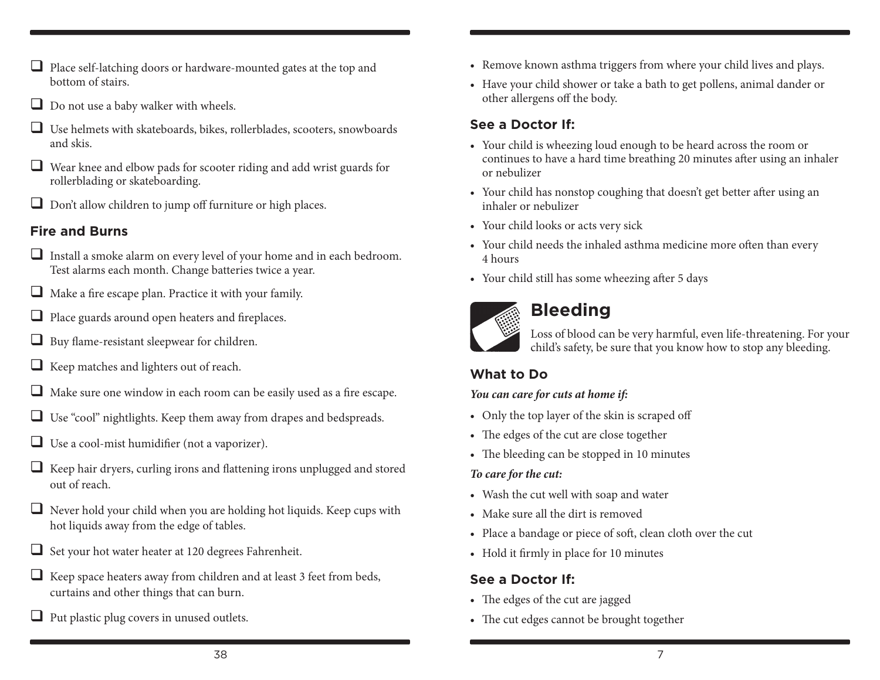- [ ] Place self-latching doors or hardware-mounted gates at the top and bottom of stairs.
- [ ] Do not use a baby walker with wheels.
- [ ] Use helmets with skateboards, bikes, rollerblades, scooters, snowboards and skis.
- [ ] Wear knee and elbow pads for scooter riding and add wrist guards for rollerblading or skateboarding.
- [ ] Don't allow children to jump off furniture or high places.

### Fire and Burns

- [ ] Install a smoke alarm on every level of your home and in each bedroom. Test alarms each month. Change batteries twice a year.
- [ ] Make a fire escape plan. Practice it with your family.
- [ ] Place guards around open heaters and fireplaces.
- [ ] Buy flame-resistant sleepwear for children.
- [ ] Keep matches and lighters out of reach.
- [ ] Make sure one window in each room can be easily used as a fire escape.
- [ ] Use "cool" nightlights. Keep them away from drapes and bedspreads.
- [ ] Use a cool-mist humidifier (not a vaporizer).
- [ ] Keep hair dryers, curling irons and flattening irons unplugged and stored out of reach.
- [ ] Never hold your child when you are holding hot liquids. Keep cups with hot liquids away from the edge of tables.
- [ ] Set your hot water heater at 120 degrees Fahrenheit.
- [ ] Keep space heaters away from children and at least 3 feet from beds, curtains and other things that can burn.
- [ ] Put plastic plug covers in unused outlets.

- Remove known asthma triggers from where your child lives and plays.
- Have your child shower or take a bath to get pollens, animal dander or other allergens off the body.

### See a Doctor If:

- Your child is wheezing loud enough to be heard across the room or continues to have a hard time breathing 20 minutes after using an inhaler or nebulizer
- Your child has nonstop coughing that doesn't get better after using an inhaler or nebulizer
- Your child looks or acts very sick
- Your child needs the inhaled asthma medicine more often than every 4 hours
- Your child still has some wheezing after 5 days

## Bleeding

Loss of blood can be very harmful, even life-threatening. For your child's safety, be sure that you know how to stop any bleeding.

### What to Do

***You can care for cuts at home if:***

- Only the top layer of the skin is scraped off
- The edges of the cut are close together
- The bleeding can be stopped in 10 minutes

***To care for the cut:***

- Wash the cut well with soap and water
- Make sure all the dirt is removed
- Place a bandage or piece of soft, clean cloth over the cut
- Hold it firmly in place for 10 minutes

### See a Doctor If:

- The edges of the cut are jagged
- The cut edges cannot be brought together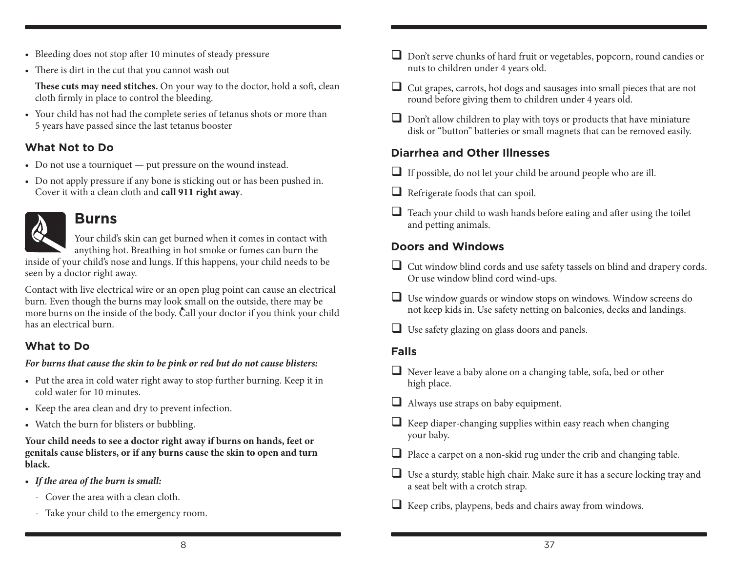- Bleeding does not stop after 10 minutes of steady pressure
- There is dirt in the cut that you cannot wash out

  **These cuts may need stitches.** On your way to the doctor, hold a soft, clean cloth firmly in place to control the bleeding.

- Your child has not had the complete series of tetanus shots or more than 5 years have passed since the last tetanus booster

### What Not to Do

- Do not use a tourniquet — put pressure on the wound instead.
- Do not apply pressure if any bone is sticking out or has been pushed in. Cover it with a clean cloth and **call 911 right away**.

## Burns

Your child's skin can get burned when it comes in contact with anything hot. Breathing in hot smoke or fumes can burn the inside of your child's nose and lungs. If this happens, your child needs to be seen by a doctor right away.

Contact with live electrical wire or an open plug point can cause an electrical burn. Even though the burns may look small on the outside, there may be more burns on the inside of the body. Call your doctor if you think your child has an electrical burn.

### What to Do

***For burns that cause the skin to be pink or red but do not cause blisters:***

- Put the area in cold water right away to stop further burning. Keep it in cold water for 10 minutes.
- Keep the area clean and dry to prevent infection.
- Watch the burn for blisters or bubbling.

**Your child needs to see a doctor right away if burns on hands, feet or genitals cause blisters, or if any burns cause the skin to open and turn black.**

- ***If the area of the burn is small:***
  - Cover the area with a clean cloth.
  - Take your child to the emergency room.

- ☐ Don't serve chunks of hard fruit or vegetables, popcorn, round candies or nuts to children under 4 years old.
- ☐ Cut grapes, carrots, hot dogs and sausages into small pieces that are not round before giving them to children under 4 years old.
- ☐ Don't allow children to play with toys or products that have miniature disk or "button" batteries or small magnets that can be removed easily.

### Diarrhea and Other Illnesses

- ☐ If possible, do not let your child be around people who are ill.
- ☐ Refrigerate foods that can spoil.
- ☐ Teach your child to wash hands before eating and after using the toilet and petting animals.

### Doors and Windows

- ☐ Cut window blind cords and use safety tassels on blind and drapery cords. Or use window blind cord wind-ups.
- ☐ Use window guards or window stops on windows. Window screens do not keep kids in. Use safety netting on balconies, decks and landings.
- ☐ Use safety glazing on glass doors and panels.

### Falls

- ☐ Never leave a baby alone on a changing table, sofa, bed or other high place.
- ☐ Always use straps on baby equipment.
- ☐ Keep diaper-changing supplies within easy reach when changing your baby.
- ☐ Place a carpet on a non-skid rug under the crib and changing table.
- ☐ Use a sturdy, stable high chair. Make sure it has a secure locking tray and a seat belt with a crotch strap.
- ☐ Keep cribs, playpens, beds and chairs away from windows.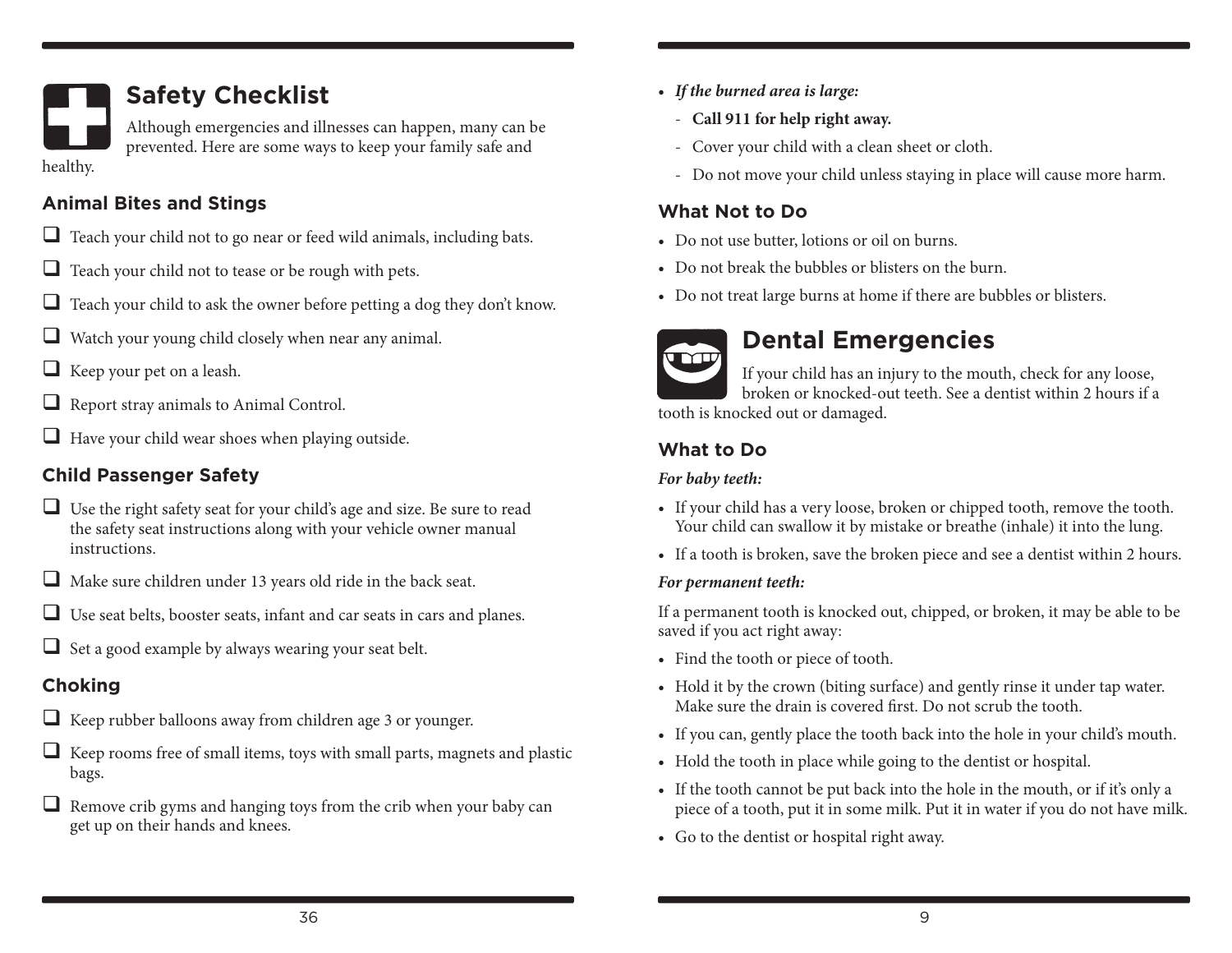# Safety Checklist

Although emergencies and illnesses can happen, many can be prevented. Here are some ways to keep your family safe and healthy.

## Animal Bites and Stings

- ❑ Teach your child not to go near or feed wild animals, including bats.
- ❑ Teach your child not to tease or be rough with pets.
- ❑ Teach your child to ask the owner before petting a dog they don't know.
- ❑ Watch your young child closely when near any animal.
- ❑ Keep your pet on a leash.
- ❑ Report stray animals to Animal Control.
- ❑ Have your child wear shoes when playing outside.

## Child Passenger Safety

- ❑ Use the right safety seat for your child's age and size. Be sure to read the safety seat instructions along with your vehicle owner manual instructions.
- ❑ Make sure children under 13 years old ride in the back seat.
- ❑ Use seat belts, booster seats, infant and car seats in cars and planes.
- ❑ Set a good example by always wearing your seat belt.

## Choking

- ❑ Keep rubber balloons away from children age 3 or younger.
- ❑ Keep rooms free of small items, toys with small parts, magnets and plastic bags.
- ❑ Remove crib gyms and hanging toys from the crib when your baby can get up on their hands and knees.

- ***If the burned area is large:***
  - **Call 911 for help right away.**
  - Cover your child with a clean sheet or cloth.
  - Do not move your child unless staying in place will cause more harm.

## What Not to Do

- Do not use butter, lotions or oil on burns.
- Do not break the bubbles or blisters on the burn.
- Do not treat large burns at home if there are bubbles or blisters.

# Dental Emergencies

If your child has an injury to the mouth, check for any loose, broken or knocked-out teeth. See a dentist within 2 hours if a tooth is knocked out or damaged.

## What to Do

***For baby teeth:***

- If your child has a very loose, broken or chipped tooth, remove the tooth. Your child can swallow it by mistake or breathe (inhale) it into the lung.
- If a tooth is broken, save the broken piece and see a dentist within 2 hours.

***For permanent teeth:***

If a permanent tooth is knocked out, chipped, or broken, it may be able to be saved if you act right away:

- Find the tooth or piece of tooth.
- Hold it by the crown (biting surface) and gently rinse it under tap water. Make sure the drain is covered first. Do not scrub the tooth.
- If you can, gently place the tooth back into the hole in your child's mouth.
- Hold the tooth in place while going to the dentist or hospital.
- If the tooth cannot be put back into the hole in the mouth, or if it's only a piece of a tooth, put it in some milk. Put it in water if you do not have milk.
- Go to the dentist or hospital right away.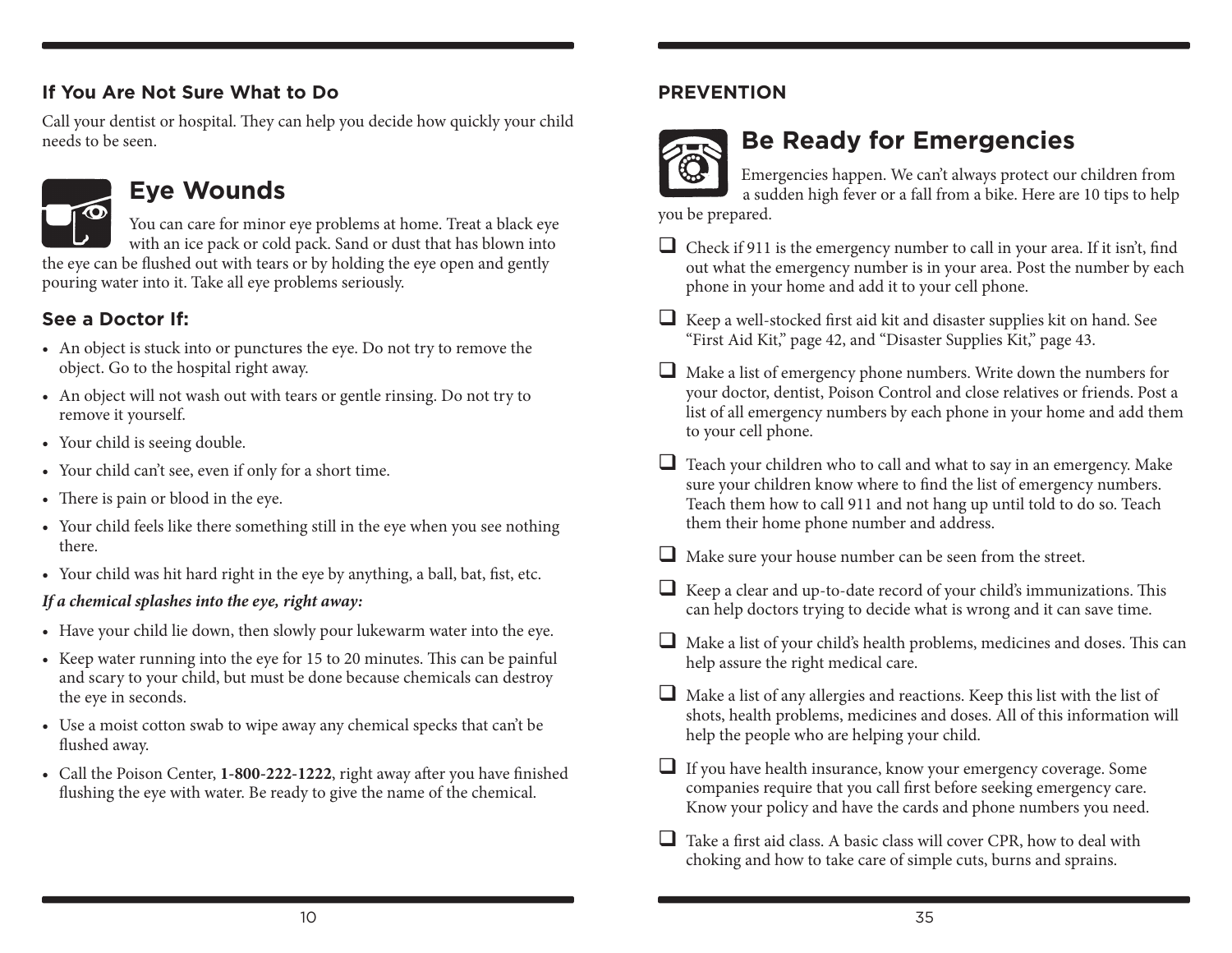### If You Are Not Sure What to Do

Call your dentist or hospital. They can help you decide how quickly your child needs to be seen.

## Eye Wounds

You can care for minor eye problems at home. Treat a black eye with an ice pack or cold pack. Sand or dust that has blown into the eye can be flushed out with tears or by holding the eye open and gently pouring water into it. Take all eye problems seriously.

### See a Doctor If:

- An object is stuck into or punctures the eye. Do not try to remove the object. Go to the hospital right away.
- An object will not wash out with tears or gentle rinsing. Do not try to remove it yourself.
- Your child is seeing double.
- Your child can't see, even if only for a short time.
- There is pain or blood in the eye.
- Your child feels like there something still in the eye when you see nothing there.
- Your child was hit hard right in the eye by anything, a ball, bat, fist, etc.

***If a chemical splashes into the eye, right away:***

- Have your child lie down, then slowly pour lukewarm water into the eye.
- Keep water running into the eye for 15 to 20 minutes. This can be painful and scary to your child, but must be done because chemicals can destroy the eye in seconds.
- Use a moist cotton swab to wipe away any chemical specks that can't be flushed away.
- Call the Poison Center, **1-800-222-1222**, right away after you have finished flushing the eye with water. Be ready to give the name of the chemical.

### PREVENTION

## Be Ready for Emergencies

Emergencies happen. We can't always protect our children from a sudden high fever or a fall from a bike. Here are 10 tips to help you be prepared.

- ☐ Check if 911 is the emergency number to call in your area. If it isn't, find out what the emergency number is in your area. Post the number by each phone in your home and add it to your cell phone.
- ☐ Keep a well-stocked first aid kit and disaster supplies kit on hand. See "First Aid Kit," page 42, and "Disaster Supplies Kit," page 43.
- ☐ Make a list of emergency phone numbers. Write down the numbers for your doctor, dentist, Poison Control and close relatives or friends. Post a list of all emergency numbers by each phone in your home and add them to your cell phone.
- ☐ Teach your children who to call and what to say in an emergency. Make sure your children know where to find the list of emergency numbers. Teach them how to call 911 and not hang up until told to do so. Teach them their home phone number and address.
- ☐ Make sure your house number can be seen from the street.
- ☐ Keep a clear and up-to-date record of your child's immunizations. This can help doctors trying to decide what is wrong and it can save time.
- ☐ Make a list of your child's health problems, medicines and doses. This can help assure the right medical care.
- ☐ Make a list of any allergies and reactions. Keep this list with the list of shots, health problems, medicines and doses. All of this information will help the people who are helping your child.
- ☐ If you have health insurance, know your emergency coverage. Some companies require that you call first before seeking emergency care. Know your policy and have the cards and phone numbers you need.
- ☐ Take a first aid class. A basic class will cover CPR, how to deal with choking and how to take care of simple cuts, burns and sprains.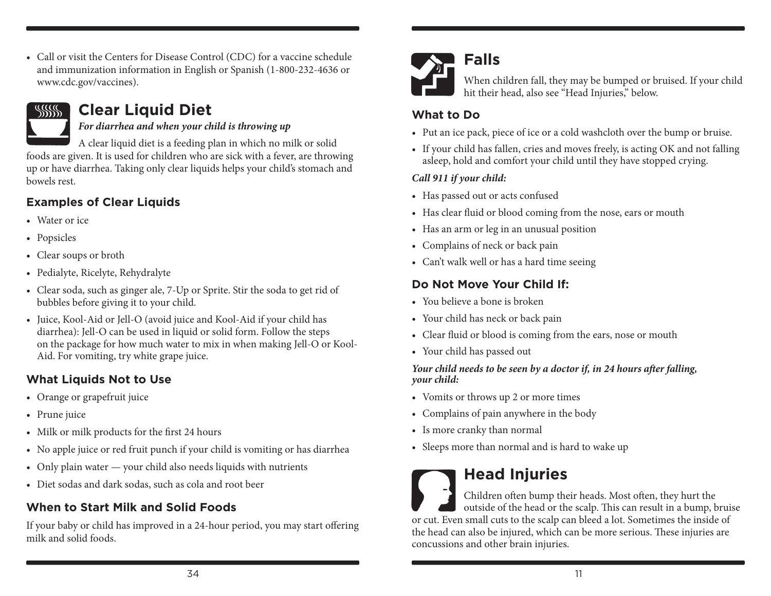- Call or visit the Centers for Disease Control (CDC) for a vaccine schedule and immunization information in English or Spanish (1-800-232-4636 or www.cdc.gov/vaccines).

## Clear Liquid Diet

***For diarrhea and when your child is throwing up***

A clear liquid diet is a feeding plan in which no milk or solid foods are given. It is used for children who are sick with a fever, are throwing up or have diarrhea. Taking only clear liquids helps your child's stomach and bowels rest.

### Examples of Clear Liquids

- Water or ice
- Popsicles
- Clear soups or broth
- Pedialyte, Ricelyte, Rehydralyte
- Clear soda, such as ginger ale, 7-Up or Sprite. Stir the soda to get rid of bubbles before giving it to your child.
- Juice, Kool-Aid or Jell-O (avoid juice and Kool-Aid if your child has diarrhea): Jell-O can be used in liquid or solid form. Follow the steps on the package for how much water to mix in when making Jell-O or Kool-Aid. For vomiting, try white grape juice.

### What Liquids Not to Use

- Orange or grapefruit juice
- Prune juice
- Milk or milk products for the first 24 hours
- No apple juice or red fruit punch if your child is vomiting or has diarrhea
- Only plain water — your child also needs liquids with nutrients
- Diet sodas and dark sodas, such as cola and root beer

### When to Start Milk and Solid Foods

If your baby or child has improved in a 24-hour period, you may start offering milk and solid foods.

## Falls

When children fall, they may be bumped or bruised. If your child hit their head, also see "Head Injuries," below.

### What to Do

- Put an ice pack, piece of ice or a cold washcloth over the bump or bruise.
- If your child has fallen, cries and moves freely, is acting OK and not falling asleep, hold and comfort your child until they have stopped crying.

***Call 911 if your child:***

- Has passed out or acts confused
- Has clear fluid or blood coming from the nose, ears or mouth
- Has an arm or leg in an unusual position
- Complains of neck or back pain
- Can't walk well or has a hard time seeing

### Do Not Move Your Child If:

- You believe a bone is broken
- Your child has neck or back pain
- Clear fluid or blood is coming from the ears, nose or mouth
- Your child has passed out

***Your child needs to be seen by a doctor if, in 24 hours after falling, your child:***

- Vomits or throws up 2 or more times
- Complains of pain anywhere in the body
- Is more cranky than normal
- Sleeps more than normal and is hard to wake up

## Head Injuries

Children often bump their heads. Most often, they hurt the outside of the head or the scalp. This can result in a bump, bruise or cut. Even small cuts to the scalp can bleed a lot. Sometimes the inside of the head can also be injured, which can be more serious. These injuries are concussions and other brain injuries.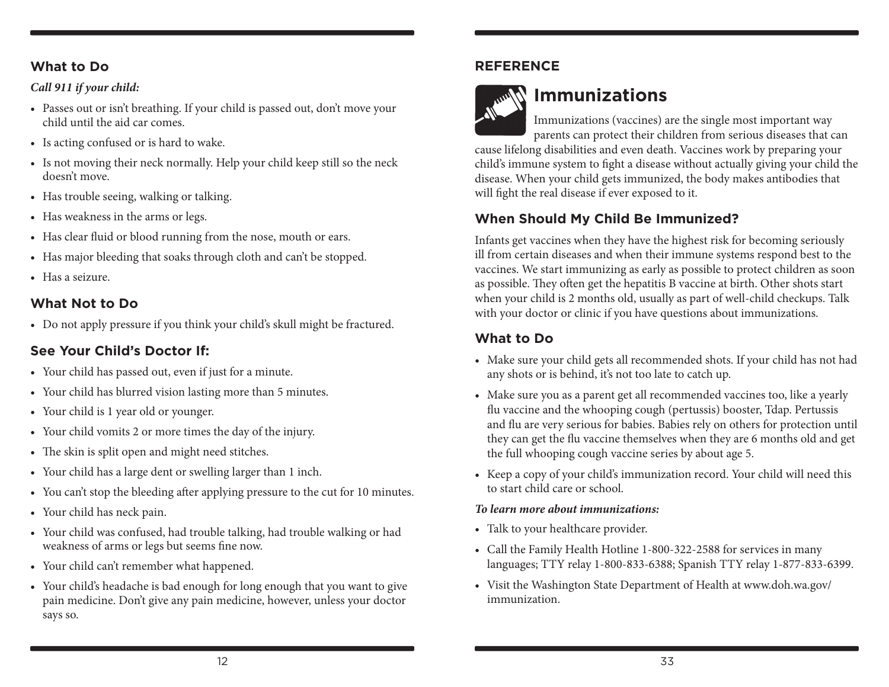## What to Do

***Call 911 if your child:***

- Passes out or isn't breathing. If your child is passed out, don't move your child until the aid car comes.
- Is acting confused or is hard to wake.
- Is not moving their neck normally. Help your child keep still so the neck doesn't move.
- Has trouble seeing, walking or talking.
- Has weakness in the arms or legs.
- Has clear fluid or blood running from the nose, mouth or ears.
- Has major bleeding that soaks through cloth and can't be stopped.
- Has a seizure.

## What Not to Do

- Do not apply pressure if you think your child's skull might be fractured.

## See Your Child's Doctor If:

- Your child has passed out, even if just for a minute.
- Your child has blurred vision lasting more than 5 minutes.
- Your child is 1 year old or younger.
- Your child vomits 2 or more times the day of the injury.
- The skin is split open and might need stitches.
- Your child has a large dent or swelling larger than 1 inch.
- You can't stop the bleeding after applying pressure to the cut for 10 minutes.
- Your child has neck pain.
- Your child was confused, had trouble talking, had trouble walking or had weakness of arms or legs but seems fine now.
- Your child can't remember what happened.
- Your child's headache is bad enough for long enough that you want to give pain medicine. Don't give any pain medicine, however, unless your doctor says so.

**REFERENCE**

# Immunizations

Immunizations (vaccines) are the single most important way parents can protect their children from serious diseases that can cause lifelong disabilities and even death. Vaccines work by preparing your child's immune system to fight a disease without actually giving your child the disease. When your child gets immunized, the body makes antibodies that will fight the real disease if ever exposed to it.

## When Should My Child Be Immunized?

Infants get vaccines when they have the highest risk for becoming seriously ill from certain diseases and when their immune systems respond best to the vaccines. We start immunizing as early as possible to protect children as soon as possible. They often get the hepatitis B vaccine at birth. Other shots start when your child is 2 months old, usually as part of well-child checkups. Talk with your doctor or clinic if you have questions about immunizations.

## What to Do

- Make sure your child gets all recommended shots. If your child has not had any shots or is behind, it's not too late to catch up.
- Make sure you as a parent get all recommended vaccines too, like a yearly flu vaccine and the whooping cough (pertussis) booster, Tdap. Pertussis and flu are very serious for babies. Babies rely on others for protection until they can get the flu vaccine themselves when they are 6 months old and get the full whooping cough vaccine series by about age 5.
- Keep a copy of your child's immunization record. Your child will need this to start child care or school.

***To learn more about immunizations:***

- Talk to your healthcare provider.
- Call the Family Health Hotline 1-800-322-2588 for services in many languages; TTY relay 1-800-833-6388; Spanish TTY relay 1-877-833-6399.
- Visit the Washington State Department of Health at www.doh.wa.gov/immunization.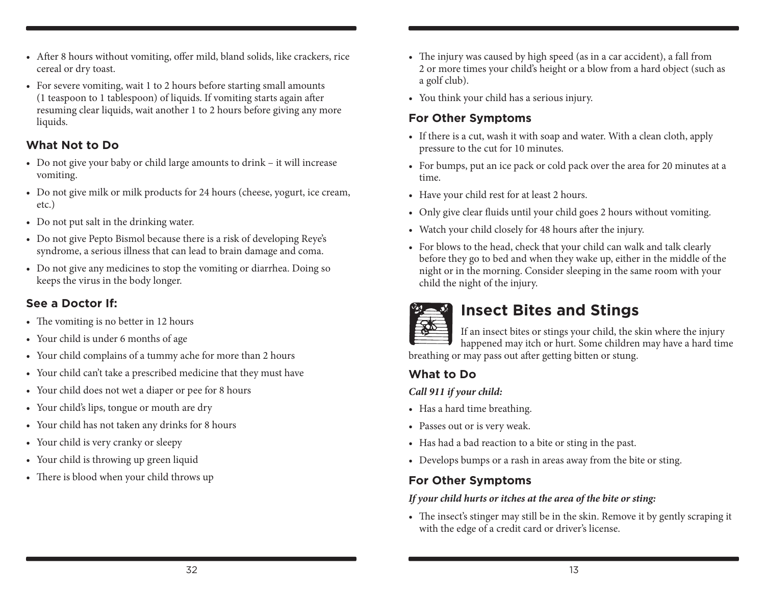- After 8 hours without vomiting, offer mild, bland solids, like crackers, rice cereal or dry toast.
- For severe vomiting, wait 1 to 2 hours before starting small amounts (1 teaspoon to 1 tablespoon) of liquids. If vomiting starts again after resuming clear liquids, wait another 1 to 2 hours before giving any more liquids.

### What Not to Do

- Do not give your baby or child large amounts to drink – it will increase vomiting.
- Do not give milk or milk products for 24 hours (cheese, yogurt, ice cream, etc.)
- Do not put salt in the drinking water.
- Do not give Pepto Bismol because there is a risk of developing Reye's syndrome, a serious illness that can lead to brain damage and coma.
- Do not give any medicines to stop the vomiting or diarrhea. Doing so keeps the virus in the body longer.

### See a Doctor If:

- The vomiting is no better in 12 hours
- Your child is under 6 months of age
- Your child complains of a tummy ache for more than 2 hours
- Your child can't take a prescribed medicine that they must have
- Your child does not wet a diaper or pee for 8 hours
- Your child's lips, tongue or mouth are dry
- Your child has not taken any drinks for 8 hours
- Your child is very cranky or sleepy
- Your child is throwing up green liquid
- There is blood when your child throws up

- The injury was caused by high speed (as in a car accident), a fall from 2 or more times your child's height or a blow from a hard object (such as a golf club).
- You think your child has a serious injury.

### For Other Symptoms

- If there is a cut, wash it with soap and water. With a clean cloth, apply pressure to the cut for 10 minutes.
- For bumps, put an ice pack or cold pack over the area for 20 minutes at a time.
- Have your child rest for at least 2 hours.
- Only give clear fluids until your child goes 2 hours without vomiting.
- Watch your child closely for 48 hours after the injury.
- For blows to the head, check that your child can walk and talk clearly before they go to bed and when they wake up, either in the middle of the night or in the morning. Consider sleeping in the same room with your child the night of the injury.

## Insect Bites and Stings

If an insect bites or stings your child, the skin where the injury happened may itch or hurt. Some children may have a hard time breathing or may pass out after getting bitten or stung.

### What to Do

***Call 911 if your child:***

- Has a hard time breathing.
- Passes out or is very weak.
- Has had a bad reaction to a bite or sting in the past.
- Develops bumps or a rash in areas away from the bite or sting.

### For Other Symptoms

***If your child hurts or itches at the area of the bite or sting:***

- The insect's stinger may still be in the skin. Remove it by gently scraping it with the edge of a credit card or driver's license.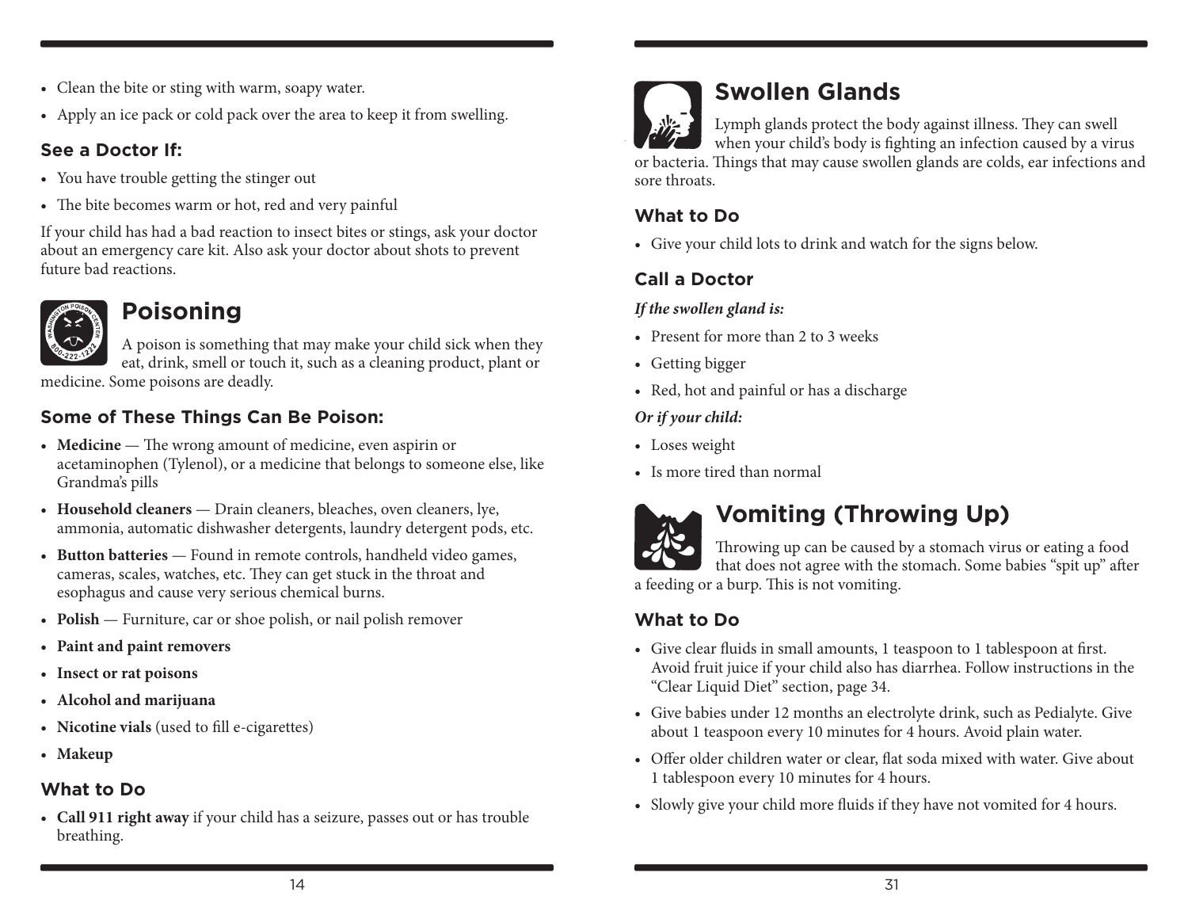- Clean the bite or sting with warm, soapy water.
- Apply an ice pack or cold pack over the area to keep it from swelling.

### See a Doctor If:

- You have trouble getting the stinger out
- The bite becomes warm or hot, red and very painful

If your child has had a bad reaction to insect bites or stings, ask your doctor about an emergency care kit. Also ask your doctor about shots to prevent future bad reactions.

## Poisoning

A poison is something that may make your child sick when they eat, drink, smell or touch it, such as a cleaning product, plant or medicine. Some poisons are deadly.

### Some of These Things Can Be Poison:

- **Medicine** — The wrong amount of medicine, even aspirin or acetaminophen (Tylenol), or a medicine that belongs to someone else, like Grandma's pills
- **Household cleaners** — Drain cleaners, bleaches, oven cleaners, lye, ammonia, automatic dishwasher detergents, laundry detergent pods, etc.
- **Button batteries** — Found in remote controls, handheld video games, cameras, scales, watches, etc. They can get stuck in the throat and esophagus and cause very serious chemical burns.
- **Polish** — Furniture, car or shoe polish, or nail polish remover
- **Paint and paint removers**
- **Insect or rat poisons**
- **Alcohol and marijuana**
- **Nicotine vials** (used to fill e-cigarettes)
- **Makeup**

### What to Do

- **Call 911 right away** if your child has a seizure, passes out or has trouble breathing.

## Swollen Glands

Lymph glands protect the body against illness. They can swell when your child's body is fighting an infection caused by a virus or bacteria. Things that may cause swollen glands are colds, ear infections and sore throats.

### What to Do

- Give your child lots to drink and watch for the signs below.

### Call a Doctor

***If the swollen gland is:***

- Present for more than 2 to 3 weeks
- Getting bigger
- Red, hot and painful or has a discharge

***Or if your child:***

- Loses weight
- Is more tired than normal

## Vomiting (Throwing Up)

Throwing up can be caused by a stomach virus or eating a food that does not agree with the stomach. Some babies "spit up" after a feeding or a burp. This is not vomiting.

### What to Do

- Give clear fluids in small amounts, 1 teaspoon to 1 tablespoon at first. Avoid fruit juice if your child also has diarrhea. Follow instructions in the "Clear Liquid Diet" section, page 34.
- Give babies under 12 months an electrolyte drink, such as Pedialyte. Give about 1 teaspoon every 10 minutes for 4 hours. Avoid plain water.
- Offer older children water or clear, flat soda mixed with water. Give about 1 tablespoon every 10 minutes for 4 hours.
- Slowly give your child more fluids if they have not vomited for 4 hours.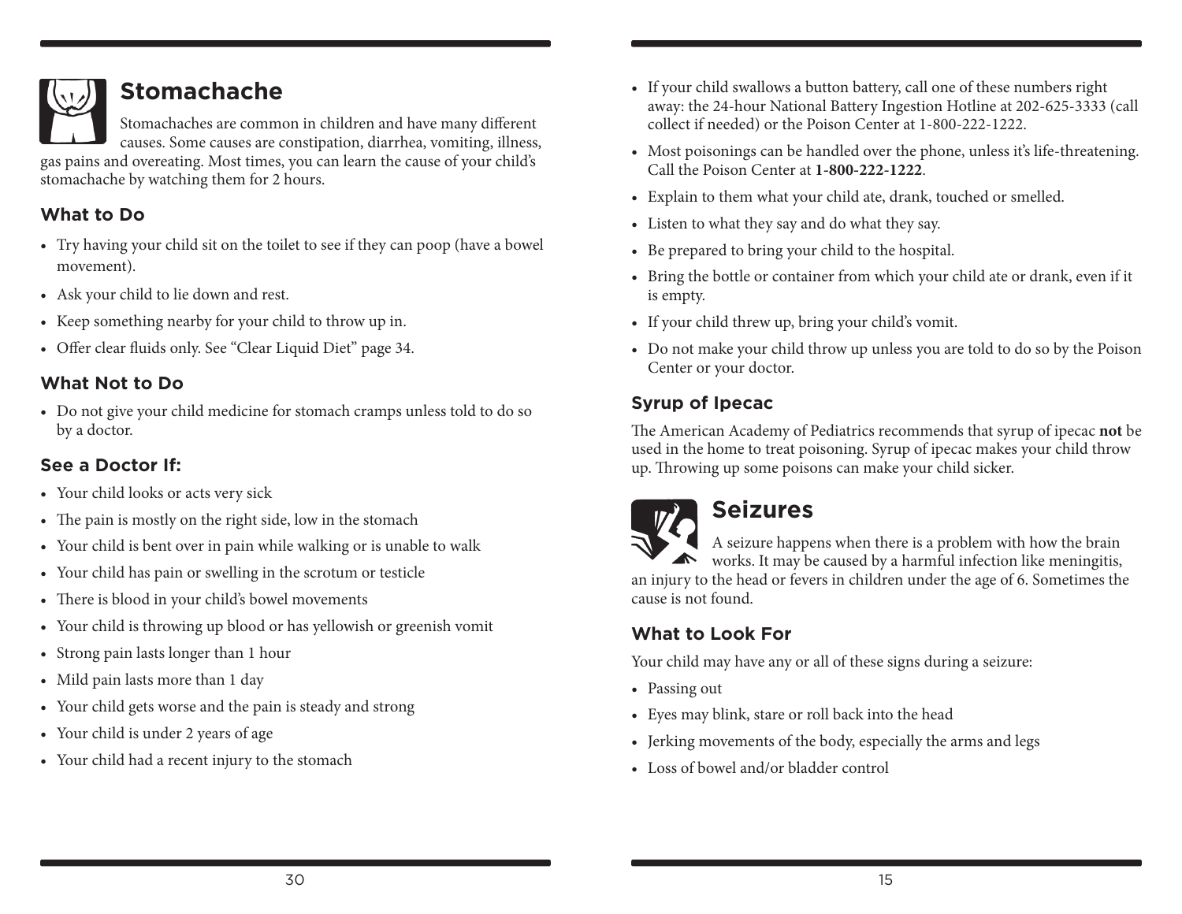## Stomachache

Stomachaches are common in children and have many different causes. Some causes are constipation, diarrhea, vomiting, illness, gas pains and overeating. Most times, you can learn the cause of your child's stomachache by watching them for 2 hours.

### What to Do

- Try having your child sit on the toilet to see if they can poop (have a bowel movement).
- Ask your child to lie down and rest.
- Keep something nearby for your child to throw up in.
- Offer clear fluids only. See "Clear Liquid Diet" page 34.

### What Not to Do

- Do not give your child medicine for stomach cramps unless told to do so by a doctor.

### See a Doctor If:

- Your child looks or acts very sick
- The pain is mostly on the right side, low in the stomach
- Your child is bent over in pain while walking or is unable to walk
- Your child has pain or swelling in the scrotum or testicle
- There is blood in your child's bowel movements
- Your child is throwing up blood or has yellowish or greenish vomit
- Strong pain lasts longer than 1 hour
- Mild pain lasts more than 1 day
- Your child gets worse and the pain is steady and strong
- Your child is under 2 years of age
- Your child had a recent injury to the stomach

- If your child swallows a button battery, call one of these numbers right away: the 24-hour National Battery Ingestion Hotline at 202-625-3333 (call collect if needed) or the Poison Center at 1-800-222-1222.
- Most poisonings can be handled over the phone, unless it's life-threatening. Call the Poison Center at **1-800-222-1222**.
- Explain to them what your child ate, drank, touched or smelled.
- Listen to what they say and do what they say.
- Be prepared to bring your child to the hospital.
- Bring the bottle or container from which your child ate or drank, even if it is empty.
- If your child threw up, bring your child's vomit.
- Do not make your child throw up unless you are told to do so by the Poison Center or your doctor.

### Syrup of Ipecac

The American Academy of Pediatrics recommends that syrup of ipecac **not** be used in the home to treat poisoning. Syrup of ipecac makes your child throw up. Throwing up some poisons can make your child sicker.

## Seizures

A seizure happens when there is a problem with how the brain works. It may be caused by a harmful infection like meningitis, an injury to the head or fevers in children under the age of 6. Sometimes the cause is not found.

### What to Look For

Your child may have any or all of these signs during a seizure:

- Passing out
- Eyes may blink, stare or roll back into the head
- Jerking movements of the body, especially the arms and legs
- Loss of bowel and/or bladder control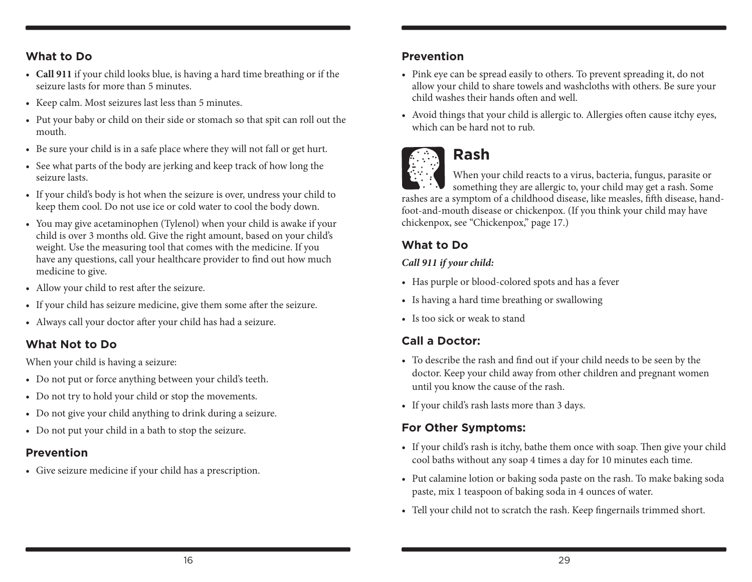## What to Do

- **Call 911** if your child looks blue, is having a hard time breathing or if the seizure lasts for more than 5 minutes.
- Keep calm. Most seizures last less than 5 minutes.
- Put your baby or child on their side or stomach so that spit can roll out the mouth.
- Be sure your child is in a safe place where they will not fall or get hurt.
- See what parts of the body are jerking and keep track of how long the seizure lasts.
- If your child's body is hot when the seizure is over, undress your child to keep them cool. Do not use ice or cold water to cool the body down.
- You may give acetaminophen (Tylenol) when your child is awake if your child is over 3 months old. Give the right amount, based on your child's weight. Use the measuring tool that comes with the medicine. If you have any questions, call your healthcare provider to find out how much medicine to give.
- Allow your child to rest after the seizure.
- If your child has seizure medicine, give them some after the seizure.
- Always call your doctor after your child has had a seizure.

## What Not to Do

When your child is having a seizure:

- Do not put or force anything between your child's teeth.
- Do not try to hold your child or stop the movements.
- Do not give your child anything to drink during a seizure.
- Do not put your child in a bath to stop the seizure.

## Prevention

- Give seizure medicine if your child has a prescription.

## Prevention

- Pink eye can be spread easily to others. To prevent spreading it, do not allow your child to share towels and washcloths with others. Be sure your child washes their hands often and well.
- Avoid things that your child is allergic to. Allergies often cause itchy eyes, which can be hard not to rub.

# Rash

When your child reacts to a virus, bacteria, fungus, parasite or something they are allergic to, your child may get a rash. Some rashes are a symptom of a childhood disease, like measles, fifth disease, hand-foot-and-mouth disease or chickenpox. (If you think your child may have chickenpox, see "Chickenpox," page 17.)

## What to Do

***Call 911 if your child:***

- Has purple or blood-colored spots and has a fever
- Is having a hard time breathing or swallowing
- Is too sick or weak to stand

## Call a Doctor:

- To describe the rash and find out if your child needs to be seen by the doctor. Keep your child away from other children and pregnant women until you know the cause of the rash.
- If your child's rash lasts more than 3 days.

## For Other Symptoms:

- If your child's rash is itchy, bathe them once with soap. Then give your child cool baths without any soap 4 times a day for 10 minutes each time.
- Put calamine lotion or baking soda paste on the rash. To make baking soda paste, mix 1 teaspoon of baking soda in 4 ounces of water.
- Tell your child not to scratch the rash. Keep fingernails trimmed short.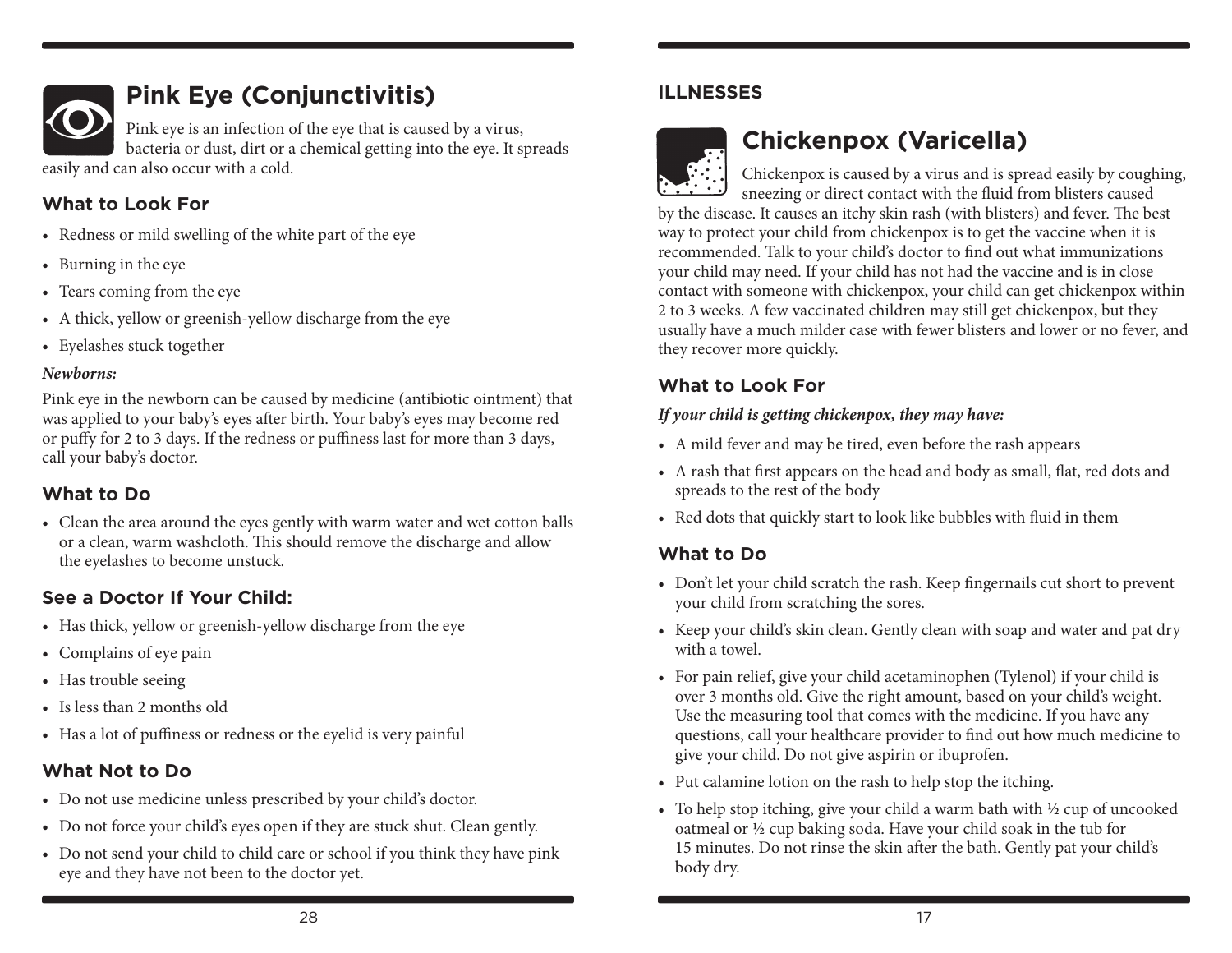## Pink Eye (Conjunctivitis)

Pink eye is an infection of the eye that is caused by a virus, bacteria or dust, dirt or a chemical getting into the eye. It spreads easily and can also occur with a cold.

### What to Look For

- Redness or mild swelling of the white part of the eye
- Burning in the eye
- Tears coming from the eye
- A thick, yellow or greenish-yellow discharge from the eye
- Eyelashes stuck together

***Newborns:***

Pink eye in the newborn can be caused by medicine (antibiotic ointment) that was applied to your baby's eyes after birth. Your baby's eyes may become red or puffy for 2 to 3 days. If the redness or puffiness last for more than 3 days, call your baby's doctor.

### What to Do

- Clean the area around the eyes gently with warm water and wet cotton balls or a clean, warm washcloth. This should remove the discharge and allow the eyelashes to become unstuck.

### See a Doctor If Your Child:

- Has thick, yellow or greenish-yellow discharge from the eye
- Complains of eye pain
- Has trouble seeing
- Is less than 2 months old
- Has a lot of puffiness or redness or the eyelid is very painful

### What Not to Do

- Do not use medicine unless prescribed by your child's doctor.
- Do not force your child's eyes open if they are stuck shut. Clean gently.
- Do not send your child to child care or school if you think they have pink eye and they have not been to the doctor yet.

**ILLNESSES**

## Chickenpox (Varicella)

Chickenpox is caused by a virus and is spread easily by coughing, sneezing or direct contact with the fluid from blisters caused by the disease. It causes an itchy skin rash (with blisters) and fever. The best way to protect your child from chickenpox is to get the vaccine when it is recommended. Talk to your child's doctor to find out what immunizations your child may need. If your child has not had the vaccine and is in close contact with someone with chickenpox, your child can get chickenpox within 2 to 3 weeks. A few vaccinated children may still get chickenpox, but they usually have a much milder case with fewer blisters and lower or no fever, and they recover more quickly.

### What to Look For

***If your child is getting chickenpox, they may have:***

- A mild fever and may be tired, even before the rash appears
- A rash that first appears on the head and body as small, flat, red dots and spreads to the rest of the body
- Red dots that quickly start to look like bubbles with fluid in them

### What to Do

- Don't let your child scratch the rash. Keep fingernails cut short to prevent your child from scratching the sores.
- Keep your child's skin clean. Gently clean with soap and water and pat dry with a towel.
- For pain relief, give your child acetaminophen (Tylenol) if your child is over 3 months old. Give the right amount, based on your child's weight. Use the measuring tool that comes with the medicine. If you have any questions, call your healthcare provider to find out how much medicine to give your child. Do not give aspirin or ibuprofen.
- Put calamine lotion on the rash to help stop the itching.
- To help stop itching, give your child a warm bath with ½ cup of uncooked oatmeal or ½ cup baking soda. Have your child soak in the tub for 15 minutes. Do not rinse the skin after the bath. Gently pat your child's body dry.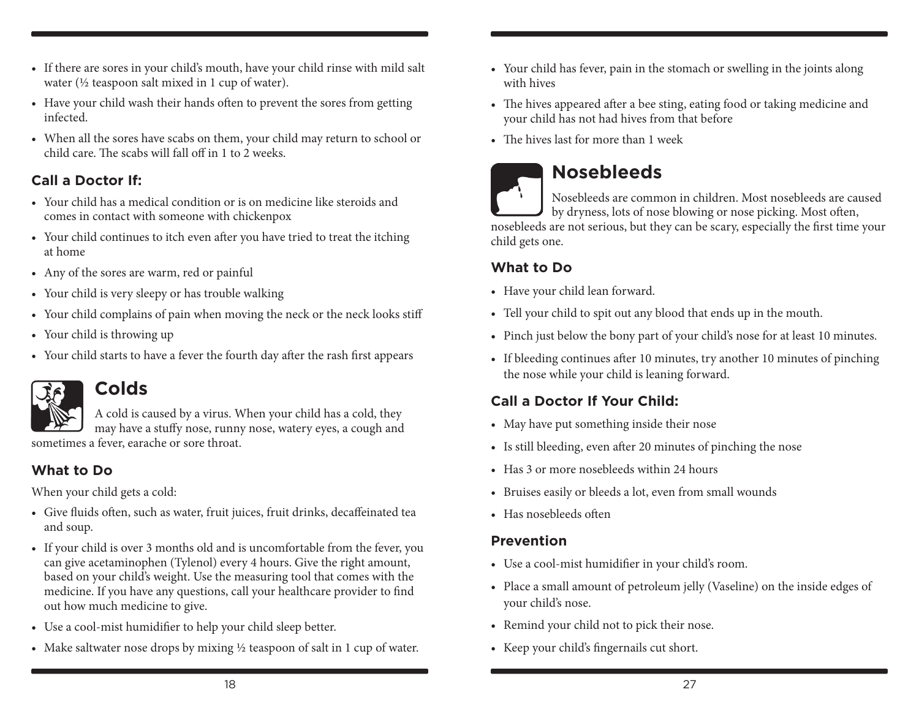- If there are sores in your child's mouth, have your child rinse with mild salt water (½ teaspoon salt mixed in 1 cup of water).
- Have your child wash their hands often to prevent the sores from getting infected.
- When all the sores have scabs on them, your child may return to school or child care. The scabs will fall off in 1 to 2 weeks.

### Call a Doctor If:

- Your child has a medical condition or is on medicine like steroids and comes in contact with someone with chickenpox
- Your child continues to itch even after you have tried to treat the itching at home
- Any of the sores are warm, red or painful
- Your child is very sleepy or has trouble walking
- Your child complains of pain when moving the neck or the neck looks stiff
- Your child is throwing up
- Your child starts to have a fever the fourth day after the rash first appears

## Colds

A cold is caused by a virus. When your child has a cold, they may have a stuffy nose, runny nose, watery eyes, a cough and sometimes a fever, earache or sore throat.

### What to Do

When your child gets a cold:

- Give fluids often, such as water, fruit juices, fruit drinks, decaffeinated tea and soup.
- If your child is over 3 months old and is uncomfortable from the fever, you can give acetaminophen (Tylenol) every 4 hours. Give the right amount, based on your child's weight. Use the measuring tool that comes with the medicine. If you have any questions, call your healthcare provider to find out how much medicine to give.
- Use a cool-mist humidifier to help your child sleep better.
- Make saltwater nose drops by mixing ½ teaspoon of salt in 1 cup of water.

- Your child has fever, pain in the stomach or swelling in the joints along with hives
- The hives appeared after a bee sting, eating food or taking medicine and your child has not had hives from that before
- The hives last for more than 1 week

## Nosebleeds

Nosebleeds are common in children. Most nosebleeds are caused by dryness, lots of nose blowing or nose picking. Most often, nosebleeds are not serious, but they can be scary, especially the first time your child gets one.

### What to Do

- Have your child lean forward.
- Tell your child to spit out any blood that ends up in the mouth.
- Pinch just below the bony part of your child's nose for at least 10 minutes.
- If bleeding continues after 10 minutes, try another 10 minutes of pinching the nose while your child is leaning forward.

### Call a Doctor If Your Child:

- May have put something inside their nose
- Is still bleeding, even after 20 minutes of pinching the nose
- Has 3 or more nosebleeds within 24 hours
- Bruises easily or bleeds a lot, even from small wounds
- Has nosebleeds often

### Prevention

- Use a cool-mist humidifier in your child's room.
- Place a small amount of petroleum jelly (Vaseline) on the inside edges of your child's nose.
- Remind your child not to pick their nose.
- Keep your child's fingernails cut short.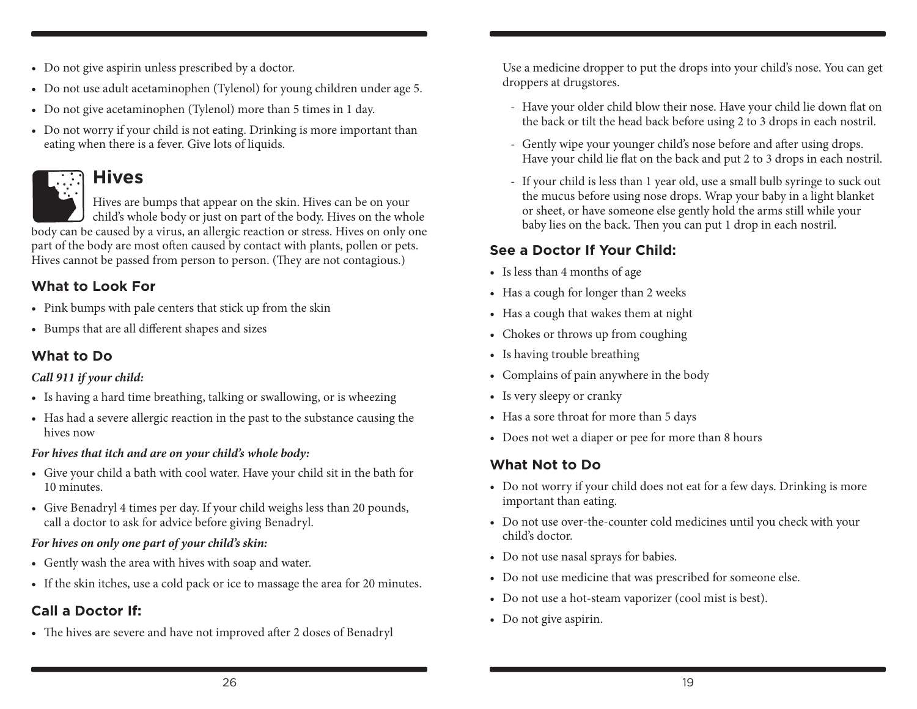- Do not give aspirin unless prescribed by a doctor.
- Do not use adult acetaminophen (Tylenol) for young children under age 5.
- Do not give acetaminophen (Tylenol) more than 5 times in 1 day.
- Do not worry if your child is not eating. Drinking is more important than eating when there is a fever. Give lots of liquids.

## Hives

Hives are bumps that appear on the skin. Hives can be on your child's whole body or just on part of the body. Hives on the whole body can be caused by a virus, an allergic reaction or stress. Hives on only one part of the body are most often caused by contact with plants, pollen or pets. Hives cannot be passed from person to person. (They are not contagious.)

### What to Look For

- Pink bumps with pale centers that stick up from the skin
- Bumps that are all different shapes and sizes

### What to Do

***Call 911 if your child:***

- Is having a hard time breathing, talking or swallowing, or is wheezing
- Has had a severe allergic reaction in the past to the substance causing the hives now

***For hives that itch and are on your child's whole body:***

- Give your child a bath with cool water. Have your child sit in the bath for 10 minutes.
- Give Benadryl 4 times per day. If your child weighs less than 20 pounds, call a doctor to ask for advice before giving Benadryl.

***For hives on only one part of your child's skin:***

- Gently wash the area with hives with soap and water.
- If the skin itches, use a cold pack or ice to massage the area for 20 minutes.

### Call a Doctor If:

- The hives are severe and have not improved after 2 doses of Benadryl

Use a medicine dropper to put the drops into your child's nose. You can get droppers at drugstores.

- Have your older child blow their nose. Have your child lie down flat on the back or tilt the head back before using 2 to 3 drops in each nostril.
- Gently wipe your younger child's nose before and after using drops. Have your child lie flat on the back and put 2 to 3 drops in each nostril.
- If your child is less than 1 year old, use a small bulb syringe to suck out the mucus before using nose drops. Wrap your baby in a light blanket or sheet, or have someone else gently hold the arms still while your baby lies on the back. Then you can put 1 drop in each nostril.

### See a Doctor If Your Child:

- Is less than 4 months of age
- Has a cough for longer than 2 weeks
- Has a cough that wakes them at night
- Chokes or throws up from coughing
- Is having trouble breathing
- Complains of pain anywhere in the body
- Is very sleepy or cranky
- Has a sore throat for more than 5 days
- Does not wet a diaper or pee for more than 8 hours

### What Not to Do

- Do not worry if your child does not eat for a few days. Drinking is more important than eating.
- Do not use over-the-counter cold medicines until you check with your child's doctor.
- Do not use nasal sprays for babies.
- Do not use medicine that was prescribed for someone else.
- Do not use a hot-steam vaporizer (cool mist is best).
- Do not give aspirin.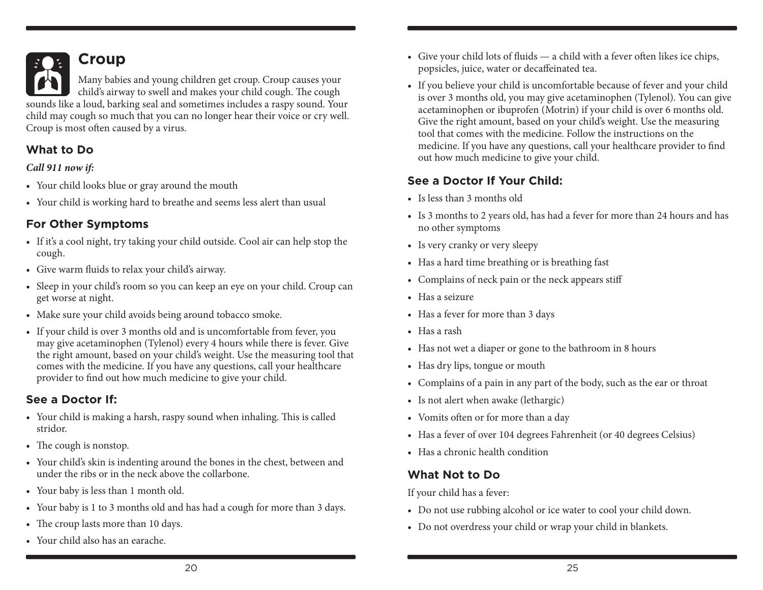## Croup

Many babies and young children get croup. Croup causes your child's airway to swell and makes your child cough. The cough sounds like a loud, barking seal and sometimes includes a raspy sound. Your child may cough so much that you can no longer hear their voice or cry well. Croup is most often caused by a virus.

### What to Do

***Call 911 now if:***

- Your child looks blue or gray around the mouth
- Your child is working hard to breathe and seems less alert than usual

### For Other Symptoms

- If it's a cool night, try taking your child outside. Cool air can help stop the cough.
- Give warm fluids to relax your child's airway.
- Sleep in your child's room so you can keep an eye on your child. Croup can get worse at night.
- Make sure your child avoids being around tobacco smoke.
- If your child is over 3 months old and is uncomfortable from fever, you may give acetaminophen (Tylenol) every 4 hours while there is fever. Give the right amount, based on your child's weight. Use the measuring tool that comes with the medicine. If you have any questions, call your healthcare provider to find out how much medicine to give your child.

### See a Doctor If:

- Your child is making a harsh, raspy sound when inhaling. This is called stridor.
- The cough is nonstop.
- Your child's skin is indenting around the bones in the chest, between and under the ribs or in the neck above the collarbone.
- Your baby is less than 1 month old.
- Your baby is 1 to 3 months old and has had a cough for more than 3 days.
- The croup lasts more than 10 days.
- Your child also has an earache.

- Give your child lots of fluids — a child with a fever often likes ice chips, popsicles, juice, water or decaffeinated tea.
- If you believe your child is uncomfortable because of fever and your child is over 3 months old, you may give acetaminophen (Tylenol). You can give acetaminophen or ibuprofen (Motrin) if your child is over 6 months old. Give the right amount, based on your child's weight. Use the measuring tool that comes with the medicine. Follow the instructions on the medicine. If you have any questions, call your healthcare provider to find out how much medicine to give your child.

### See a Doctor If Your Child:

- Is less than 3 months old
- Is 3 months to 2 years old, has had a fever for more than 24 hours and has no other symptoms
- Is very cranky or very sleepy
- Has a hard time breathing or is breathing fast
- Complains of neck pain or the neck appears stiff
- Has a seizure
- Has a fever for more than 3 days
- Has a rash
- Has not wet a diaper or gone to the bathroom in 8 hours
- Has dry lips, tongue or mouth
- Complains of a pain in any part of the body, such as the ear or throat
- Is not alert when awake (lethargic)
- Vomits often or for more than a day
- Has a fever of over 104 degrees Fahrenheit (or 40 degrees Celsius)
- Has a chronic health condition

### What Not to Do

If your child has a fever:

- Do not use rubbing alcohol or ice water to cool your child down.
- Do not overdress your child or wrap your child in blankets.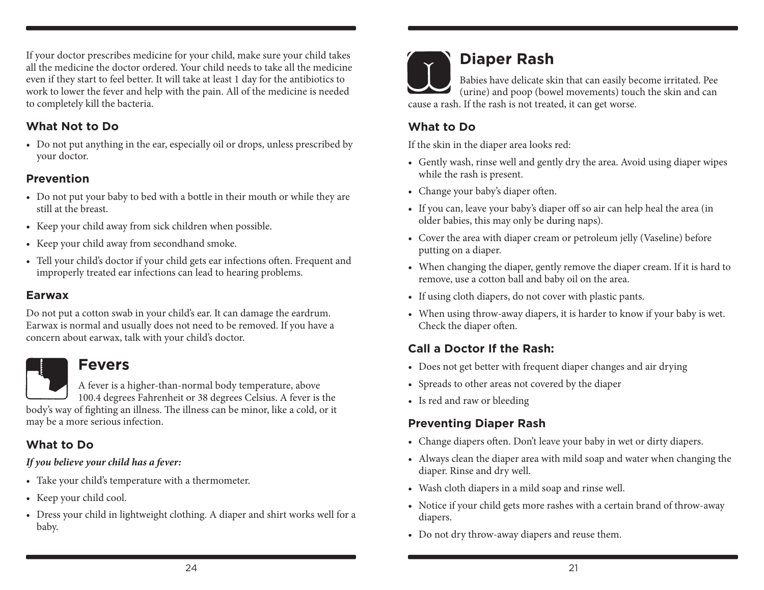If your doctor prescribes medicine for your child, make sure your child takes all the medicine the doctor ordered. Your child needs to take all the medicine even if they start to feel better. It will take at least 1 day for the antibiotics to work to lower the fever and help with the pain. All of the medicine is needed to completely kill the bacteria.

### What Not to Do

- Do not put anything in the ear, especially oil or drops, unless prescribed by your doctor.

### Prevention

- Do not put your baby to bed with a bottle in their mouth or while they are still at the breast.
- Keep your child away from sick children when possible.
- Keep your child away from secondhand smoke.
- Tell your child's doctor if your child gets ear infections often. Frequent and improperly treated ear infections can lead to hearing problems.

### Earwax

Do not put a cotton swab in your child's ear. It can damage the eardrum. Earwax is normal and usually does not need to be removed. If you have a concern about earwax, talk with your child's doctor.

## Fevers

A fever is a higher-than-normal body temperature, above 100.4 degrees Fahrenheit or 38 degrees Celsius. A fever is the body's way of fighting an illness. The illness can be minor, like a cold, or it may be a more serious infection.

### What to Do

***If you believe your child has a fever:***

- Take your child's temperature with a thermometer.
- Keep your child cool.
- Dress your child in lightweight clothing. A diaper and shirt works well for a baby.

## Diaper Rash

Babies have delicate skin that can easily become irritated. Pee (urine) and poop (bowel movements) touch the skin and can cause a rash. If the rash is not treated, it can get worse.

### What to Do

If the skin in the diaper area looks red:

- Gently wash, rinse well and gently dry the area. Avoid using diaper wipes while the rash is present.
- Change your baby's diaper often.
- If you can, leave your baby's diaper off so air can help heal the area (in older babies, this may only be during naps).
- Cover the area with diaper cream or petroleum jelly (Vaseline) before putting on a diaper.
- When changing the diaper, gently remove the diaper cream. If it is hard to remove, use a cotton ball and baby oil on the area.
- If using cloth diapers, do not cover with plastic pants.
- When using throw-away diapers, it is harder to know if your baby is wet. Check the diaper often.

### Call a Doctor If the Rash:

- Does not get better with frequent diaper changes and air drying
- Spreads to other areas not covered by the diaper
- Is red and raw or bleeding

### Preventing Diaper Rash

- Change diapers often. Don't leave your baby in wet or dirty diapers.
- Always clean the diaper area with mild soap and water when changing the diaper. Rinse and dry well.
- Wash cloth diapers in a mild soap and rinse well.
- Notice if your child gets more rashes with a certain brand of throw-away diapers.
- Do not dry throw-away diapers and reuse them.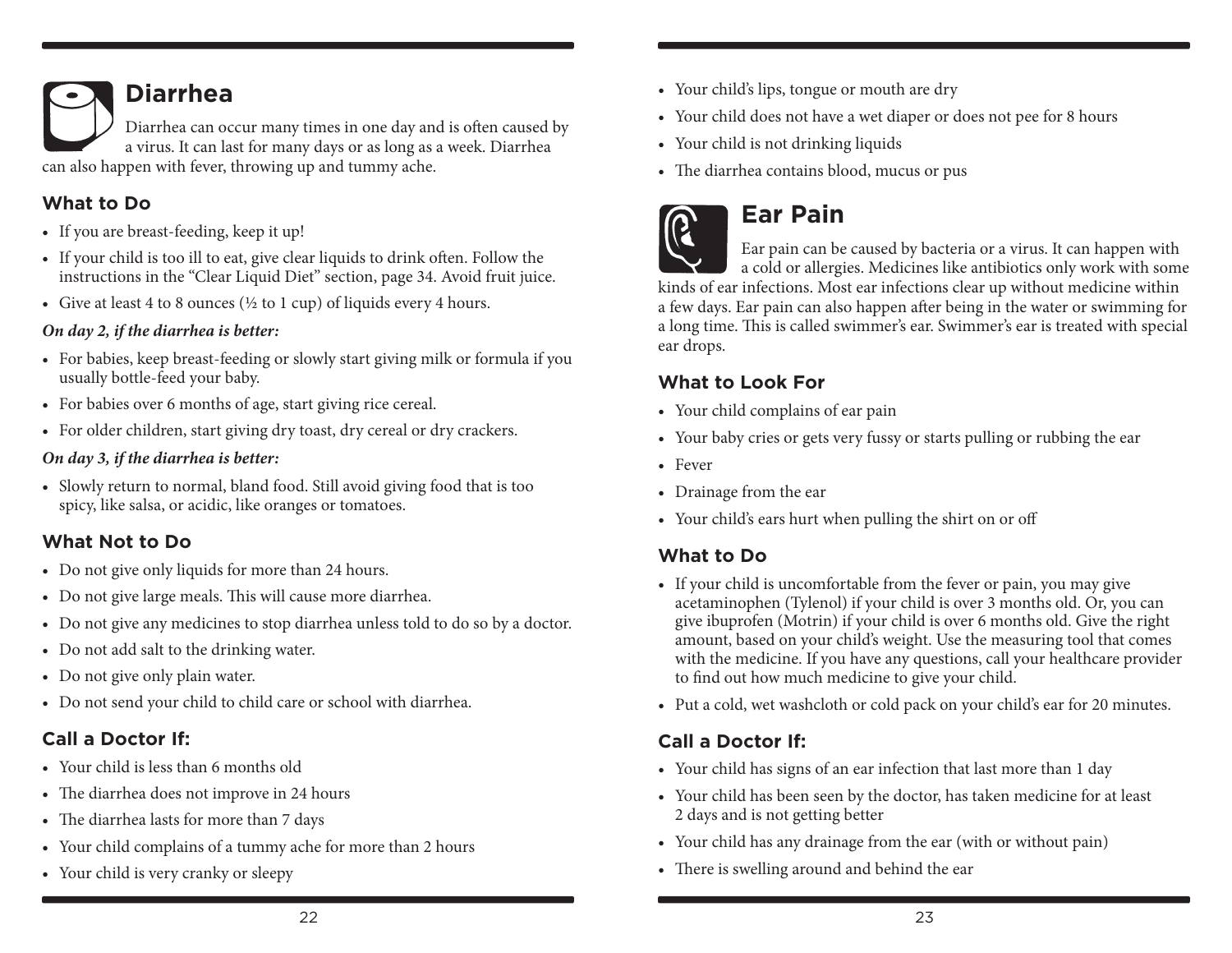## Diarrhea

Diarrhea can occur many times in one day and is often caused by a virus. It can last for many days or as long as a week. Diarrhea can also happen with fever, throwing up and tummy ache.

### What to Do

- If you are breast-feeding, keep it up!
- If your child is too ill to eat, give clear liquids to drink often. Follow the instructions in the "Clear Liquid Diet" section, page 34. Avoid fruit juice.
- Give at least 4 to 8 ounces (½ to 1 cup) of liquids every 4 hours.

***On day 2, if the diarrhea is better:***

- For babies, keep breast-feeding or slowly start giving milk or formula if you usually bottle-feed your baby.
- For babies over 6 months of age, start giving rice cereal.
- For older children, start giving dry toast, dry cereal or dry crackers.

***On day 3, if the diarrhea is better:***

- Slowly return to normal, bland food. Still avoid giving food that is too spicy, like salsa, or acidic, like oranges or tomatoes.

### What Not to Do

- Do not give only liquids for more than 24 hours.
- Do not give large meals. This will cause more diarrhea.
- Do not give any medicines to stop diarrhea unless told to do so by a doctor.
- Do not add salt to the drinking water.
- Do not give only plain water.
- Do not send your child to child care or school with diarrhea.

### Call a Doctor If:

- Your child is less than 6 months old
- The diarrhea does not improve in 24 hours
- The diarrhea lasts for more than 7 days
- Your child complains of a tummy ache for more than 2 hours
- Your child is very cranky or sleepy
- Your child's lips, tongue or mouth are dry
- Your child does not have a wet diaper or does not pee for 8 hours
- Your child is not drinking liquids
- The diarrhea contains blood, mucus or pus

## Ear Pain

Ear pain can be caused by bacteria or a virus. It can happen with a cold or allergies. Medicines like antibiotics only work with some kinds of ear infections. Most ear infections clear up without medicine within a few days. Ear pain can also happen after being in the water or swimming for a long time. This is called swimmer's ear. Swimmer's ear is treated with special ear drops.

### What to Look For

- Your child complains of ear pain
- Your baby cries or gets very fussy or starts pulling or rubbing the ear
- Fever
- Drainage from the ear
- Your child's ears hurt when pulling the shirt on or off

### What to Do

- If your child is uncomfortable from the fever or pain, you may give acetaminophen (Tylenol) if your child is over 3 months old. Or, you can give ibuprofen (Motrin) if your child is over 6 months old. Give the right amount, based on your child's weight. Use the measuring tool that comes with the medicine. If you have any questions, call your healthcare provider to find out how much medicine to give your child.
- Put a cold, wet washcloth or cold pack on your child's ear for 20 minutes.

### Call a Doctor If:

- Your child has signs of an ear infection that last more than 1 day
- Your child has been seen by the doctor, has taken medicine for at least 2 days and is not getting better
- Your child has any drainage from the ear (with or without pain)
- There is swelling around and behind the ear